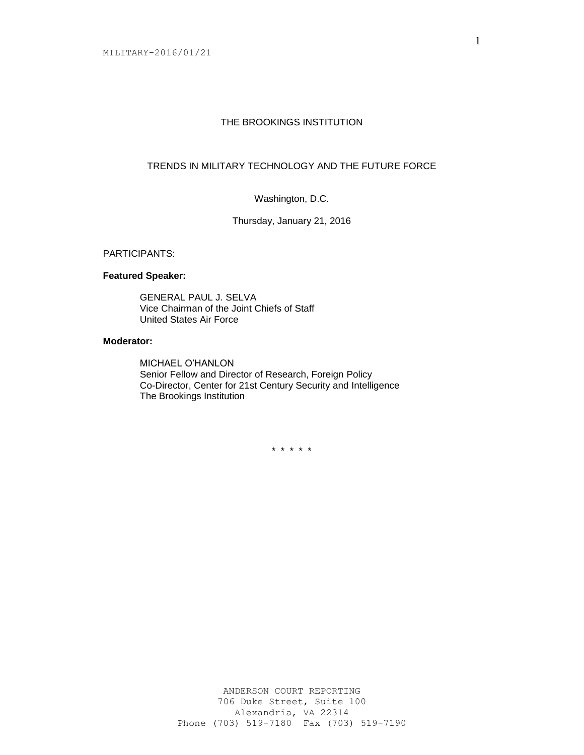# THE BROOKINGS INSTITUTION

## TRENDS IN MILITARY TECHNOLOGY AND THE FUTURE FORCE

Washington, D.C.

Thursday, January 21, 2016

PARTICIPANTS:

**Featured Speaker:**

GENERAL PAUL J. SELVA
Vice Chairman of the Joint Chiefs of Staff
United States Air Force

**Moderator:**

MICHAEL O'HANLON
Senior Fellow and Director of Research, Foreign Policy
Co-Director, Center for 21st Century Security and Intelligence
The Brookings Institution

* * * * *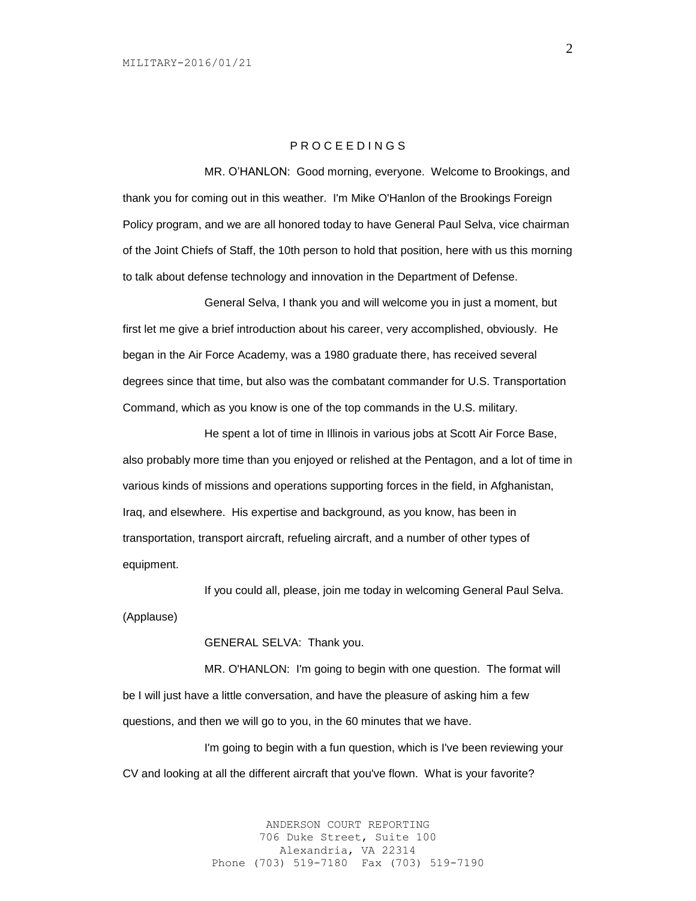## P R O C E E D I N G S

MR. O'HANLON: Good morning, everyone. Welcome to Brookings, and thank you for coming out in this weather. I'm Mike O'Hanlon of the Brookings Foreign Policy program, and we are all honored today to have General Paul Selva, vice chairman of the Joint Chiefs of Staff, the 10th person to hold that position, here with us this morning to talk about defense technology and innovation in the Department of Defense.

General Selva, I thank you and will welcome you in just a moment, but first let me give a brief introduction about his career, very accomplished, obviously. He began in the Air Force Academy, was a 1980 graduate there, has received several degrees since that time, but also was the combatant commander for U.S. Transportation Command, which as you know is one of the top commands in the U.S. military.

He spent a lot of time in Illinois in various jobs at Scott Air Force Base, also probably more time than you enjoyed or relished at the Pentagon, and a lot of time in various kinds of missions and operations supporting forces in the field, in Afghanistan, Iraq, and elsewhere. His expertise and background, as you know, has been in transportation, transport aircraft, refueling aircraft, and a number of other types of equipment.

If you could all, please, join me today in welcoming General Paul Selva. (Applause)

GENERAL SELVA: Thank you.

MR. O'HANLON: I'm going to begin with one question. The format will be I will just have a little conversation, and have the pleasure of asking him a few questions, and then we will go to you, in the 60 minutes that we have.

I'm going to begin with a fun question, which is I've been reviewing your CV and looking at all the different aircraft that you've flown. What is your favorite?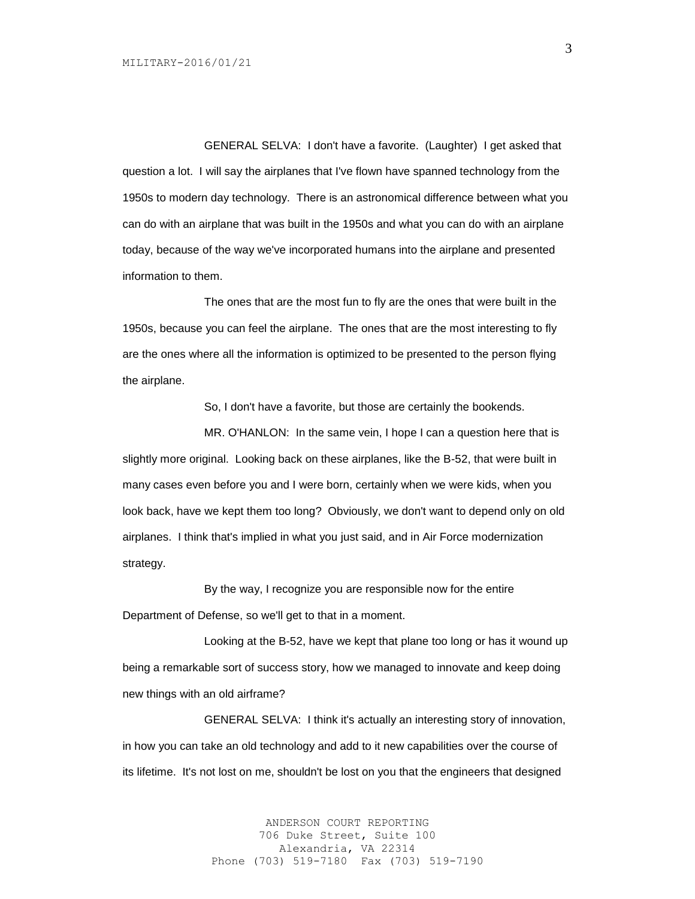GENERAL SELVA: I don't have a favorite. (Laughter) I get asked that question a lot. I will say the airplanes that I've flown have spanned technology from the 1950s to modern day technology. There is an astronomical difference between what you can do with an airplane that was built in the 1950s and what you can do with an airplane today, because of the way we've incorporated humans into the airplane and presented information to them.

The ones that are the most fun to fly are the ones that were built in the 1950s, because you can feel the airplane. The ones that are the most interesting to fly are the ones where all the information is optimized to be presented to the person flying the airplane.

So, I don't have a favorite, but those are certainly the bookends.

MR. O'HANLON: In the same vein, I hope I can a question here that is slightly more original. Looking back on these airplanes, like the B-52, that were built in many cases even before you and I were born, certainly when we were kids, when you look back, have we kept them too long? Obviously, we don't want to depend only on old airplanes. I think that's implied in what you just said, and in Air Force modernization strategy.

By the way, I recognize you are responsible now for the entire Department of Defense, so we'll get to that in a moment.

Looking at the B-52, have we kept that plane too long or has it wound up being a remarkable sort of success story, how we managed to innovate and keep doing new things with an old airframe?

GENERAL SELVA: I think it's actually an interesting story of innovation, in how you can take an old technology and add to it new capabilities over the course of its lifetime. It's not lost on me, shouldn't be lost on you that the engineers that designed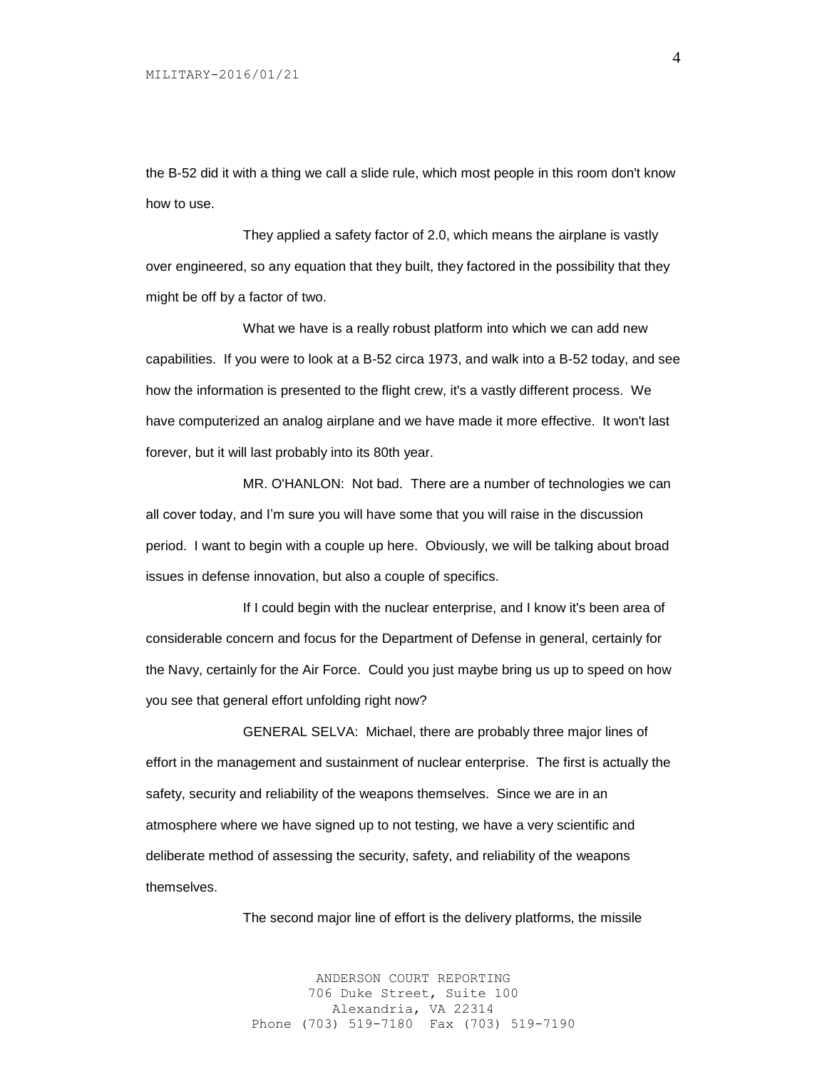the B-52 did it with a thing we call a slide rule, which most people in this room don't know how to use.

They applied a safety factor of 2.0, which means the airplane is vastly over engineered, so any equation that they built, they factored in the possibility that they might be off by a factor of two.

What we have is a really robust platform into which we can add new capabilities. If you were to look at a B-52 circa 1973, and walk into a B-52 today, and see how the information is presented to the flight crew, it's a vastly different process. We have computerized an analog airplane and we have made it more effective. It won't last forever, but it will last probably into its 80th year.

MR. O'HANLON: Not bad. There are a number of technologies we can all cover today, and I'm sure you will have some that you will raise in the discussion period. I want to begin with a couple up here. Obviously, we will be talking about broad issues in defense innovation, but also a couple of specifics.

If I could begin with the nuclear enterprise, and I know it's been area of considerable concern and focus for the Department of Defense in general, certainly for the Navy, certainly for the Air Force. Could you just maybe bring us up to speed on how you see that general effort unfolding right now?

GENERAL SELVA: Michael, there are probably three major lines of effort in the management and sustainment of nuclear enterprise. The first is actually the safety, security and reliability of the weapons themselves. Since we are in an atmosphere where we have signed up to not testing, we have a very scientific and deliberate method of assessing the security, safety, and reliability of the weapons themselves.

The second major line of effort is the delivery platforms, the missile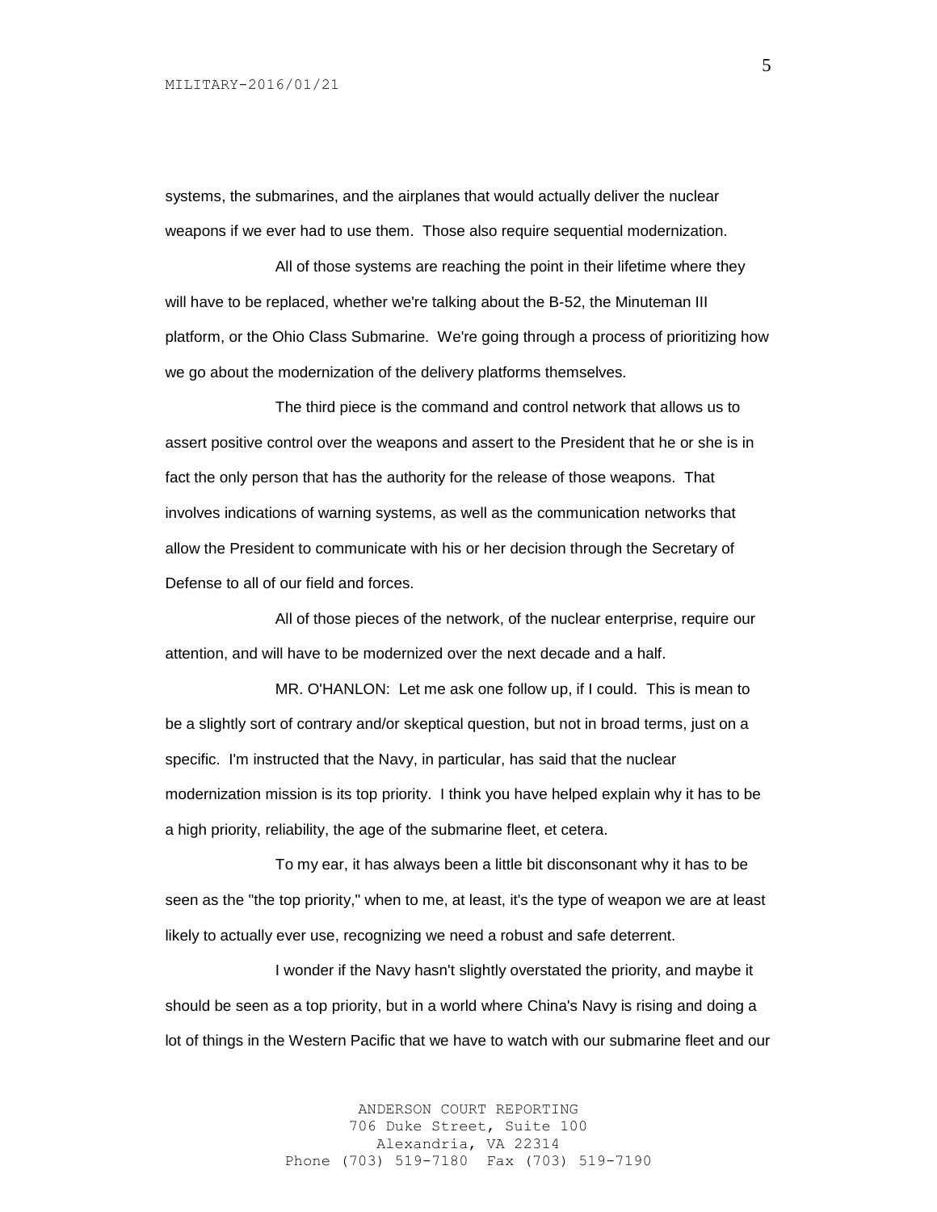systems, the submarines, and the airplanes that would actually deliver the nuclear weapons if we ever had to use them. Those also require sequential modernization.

All of those systems are reaching the point in their lifetime where they will have to be replaced, whether we're talking about the B-52, the Minuteman III platform, or the Ohio Class Submarine. We're going through a process of prioritizing how we go about the modernization of the delivery platforms themselves.

The third piece is the command and control network that allows us to assert positive control over the weapons and assert to the President that he or she is in fact the only person that has the authority for the release of those weapons. That involves indications of warning systems, as well as the communication networks that allow the President to communicate with his or her decision through the Secretary of Defense to all of our field and forces.

All of those pieces of the network, of the nuclear enterprise, require our attention, and will have to be modernized over the next decade and a half.

MR. O'HANLON: Let me ask one follow up, if I could. This is mean to be a slightly sort of contrary and/or skeptical question, but not in broad terms, just on a specific. I'm instructed that the Navy, in particular, has said that the nuclear modernization mission is its top priority. I think you have helped explain why it has to be a high priority, reliability, the age of the submarine fleet, et cetera.

To my ear, it has always been a little bit disconsonant why it has to be seen as the "the top priority," when to me, at least, it's the type of weapon we are at least likely to actually ever use, recognizing we need a robust and safe deterrent.

I wonder if the Navy hasn't slightly overstated the priority, and maybe it should be seen as a top priority, but in a world where China's Navy is rising and doing a lot of things in the Western Pacific that we have to watch with our submarine fleet and our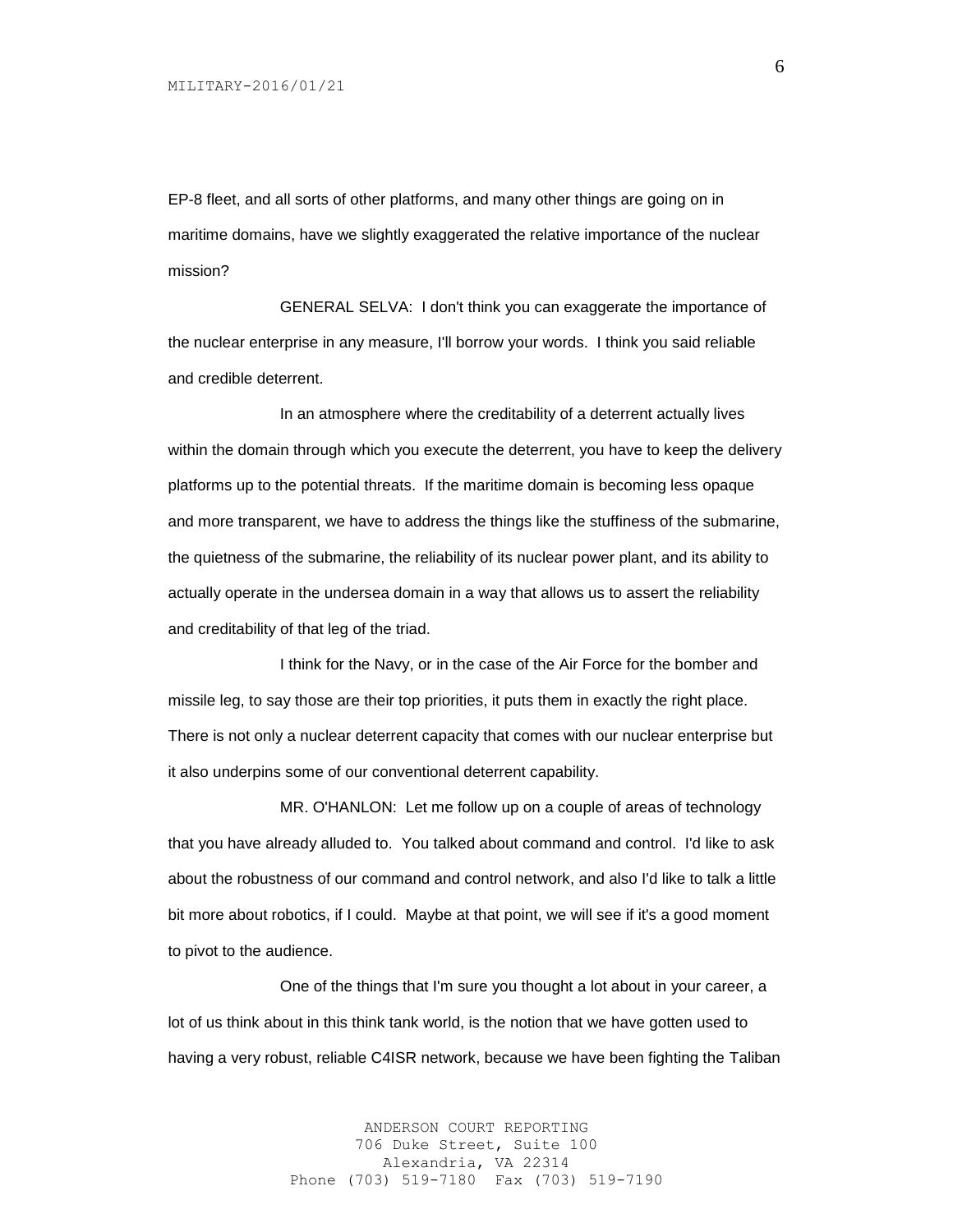EP-8 fleet, and all sorts of other platforms, and many other things are going on in maritime domains, have we slightly exaggerated the relative importance of the nuclear mission?

GENERAL SELVA: I don't think you can exaggerate the importance of the nuclear enterprise in any measure, I'll borrow your words. I think you said reliable and credible deterrent.

In an atmosphere where the creditability of a deterrent actually lives within the domain through which you execute the deterrent, you have to keep the delivery platforms up to the potential threats. If the maritime domain is becoming less opaque and more transparent, we have to address the things like the stuffiness of the submarine, the quietness of the submarine, the reliability of its nuclear power plant, and its ability to actually operate in the undersea domain in a way that allows us to assert the reliability and creditability of that leg of the triad.

I think for the Navy, or in the case of the Air Force for the bomber and missile leg, to say those are their top priorities, it puts them in exactly the right place. There is not only a nuclear deterrent capacity that comes with our nuclear enterprise but it also underpins some of our conventional deterrent capability.

MR. O'HANLON: Let me follow up on a couple of areas of technology that you have already alluded to. You talked about command and control. I'd like to ask about the robustness of our command and control network, and also I'd like to talk a little bit more about robotics, if I could. Maybe at that point, we will see if it's a good moment to pivot to the audience.

One of the things that I'm sure you thought a lot about in your career, a lot of us think about in this think tank world, is the notion that we have gotten used to having a very robust, reliable C4ISR network, because we have been fighting the Taliban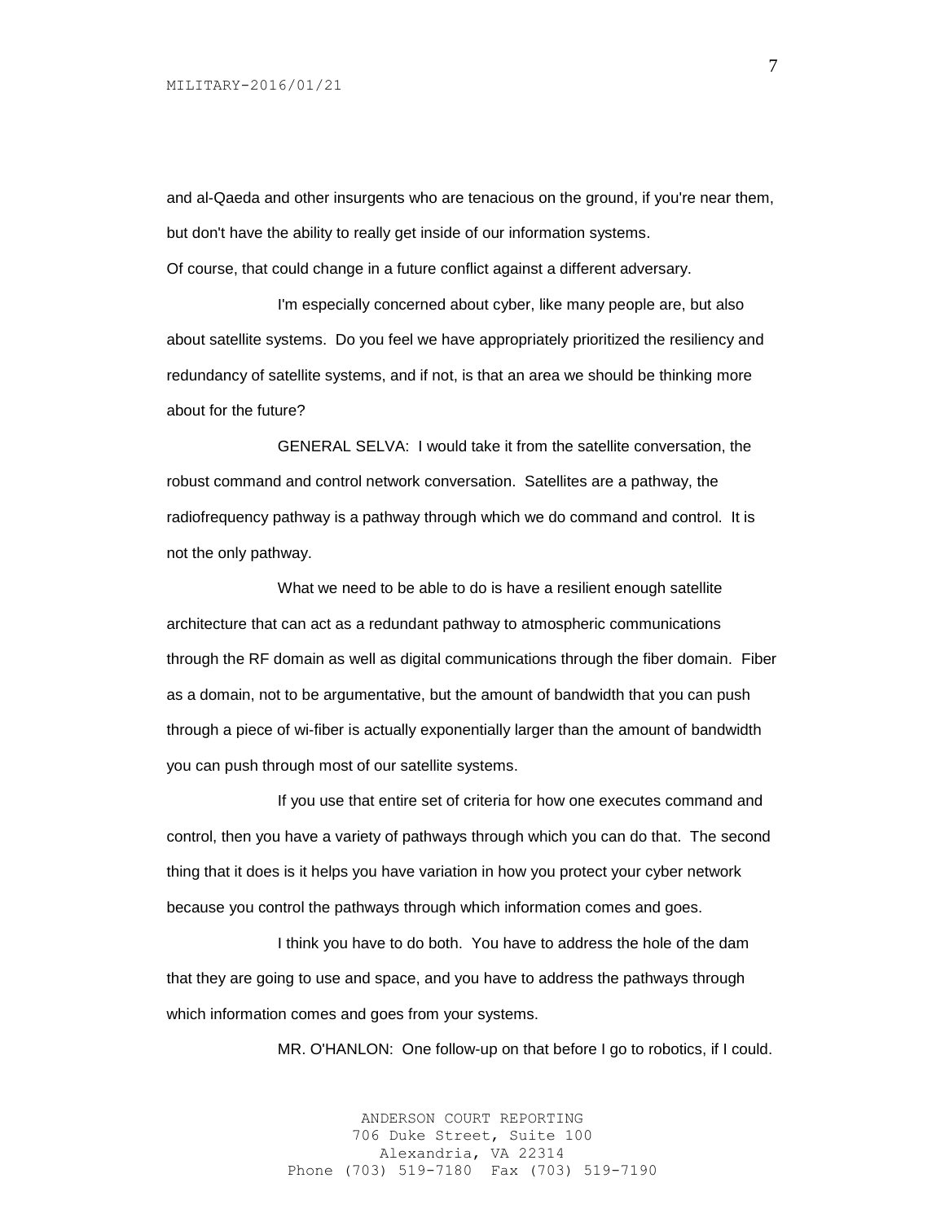and al-Qaeda and other insurgents who are tenacious on the ground, if you're near them, but don't have the ability to really get inside of our information systems. Of course, that could change in a future conflict against a different adversary.

I'm especially concerned about cyber, like many people are, but also about satellite systems. Do you feel we have appropriately prioritized the resiliency and redundancy of satellite systems, and if not, is that an area we should be thinking more about for the future?

GENERAL SELVA: I would take it from the satellite conversation, the robust command and control network conversation. Satellites are a pathway, the radiofrequency pathway is a pathway through which we do command and control. It is not the only pathway.

What we need to be able to do is have a resilient enough satellite architecture that can act as a redundant pathway to atmospheric communications through the RF domain as well as digital communications through the fiber domain. Fiber as a domain, not to be argumentative, but the amount of bandwidth that you can push through a piece of wi-fiber is actually exponentially larger than the amount of bandwidth you can push through most of our satellite systems.

If you use that entire set of criteria for how one executes command and control, then you have a variety of pathways through which you can do that. The second thing that it does is it helps you have variation in how you protect your cyber network because you control the pathways through which information comes and goes.

I think you have to do both. You have to address the hole of the dam that they are going to use and space, and you have to address the pathways through which information comes and goes from your systems.

MR. O'HANLON: One follow-up on that before I go to robotics, if I could.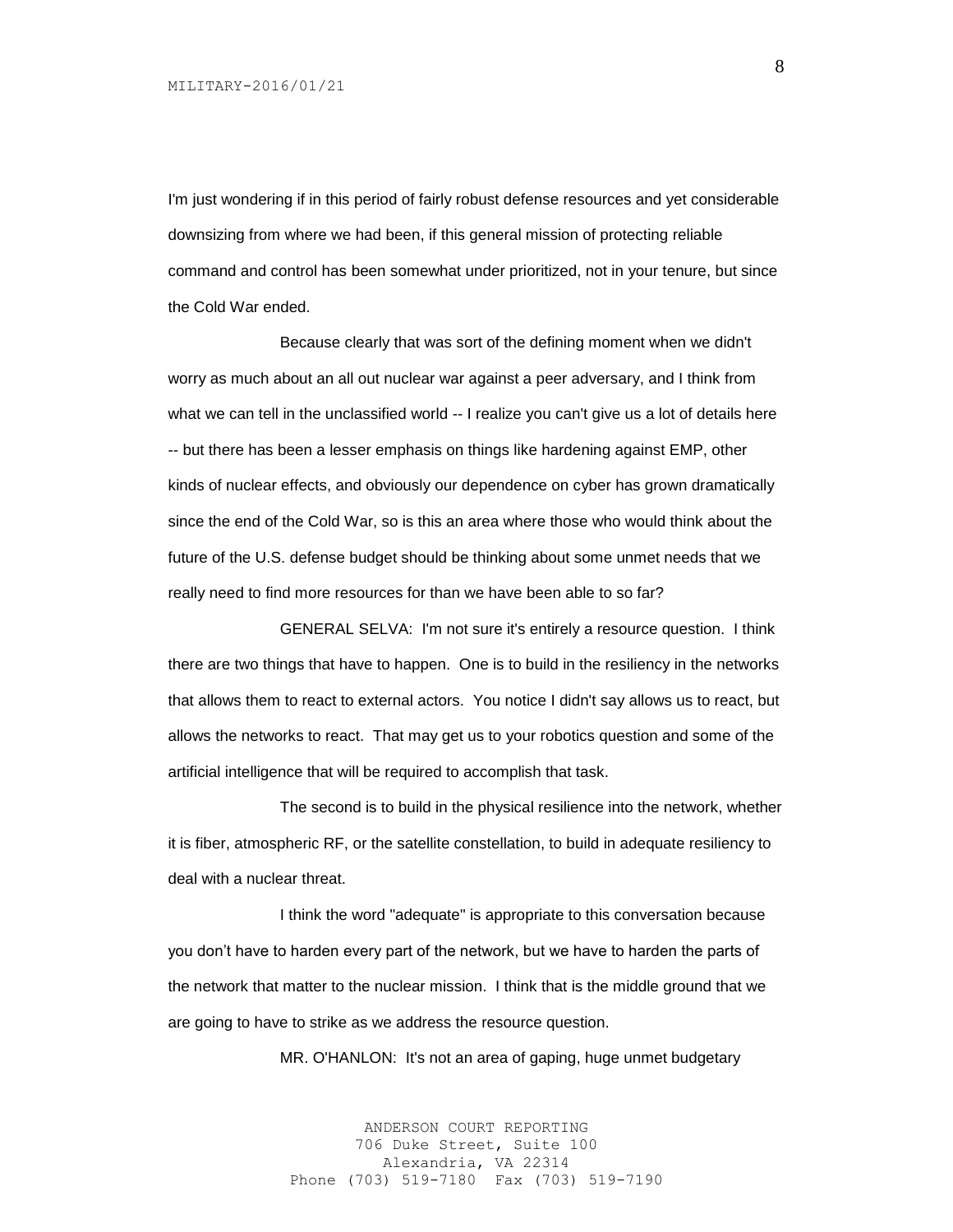I'm just wondering if in this period of fairly robust defense resources and yet considerable downsizing from where we had been, if this general mission of protecting reliable command and control has been somewhat under prioritized, not in your tenure, but since the Cold War ended.

Because clearly that was sort of the defining moment when we didn't worry as much about an all out nuclear war against a peer adversary, and I think from what we can tell in the unclassified world -- I realize you can't give us a lot of details here -- but there has been a lesser emphasis on things like hardening against EMP, other kinds of nuclear effects, and obviously our dependence on cyber has grown dramatically since the end of the Cold War, so is this an area where those who would think about the future of the U.S. defense budget should be thinking about some unmet needs that we really need to find more resources for than we have been able to so far?

GENERAL SELVA: I'm not sure it's entirely a resource question. I think there are two things that have to happen. One is to build in the resiliency in the networks that allows them to react to external actors. You notice I didn't say allows us to react, but allows the networks to react. That may get us to your robotics question and some of the artificial intelligence that will be required to accomplish that task.

The second is to build in the physical resilience into the network, whether it is fiber, atmospheric RF, or the satellite constellation, to build in adequate resiliency to deal with a nuclear threat.

I think the word "adequate" is appropriate to this conversation because you don't have to harden every part of the network, but we have to harden the parts of the network that matter to the nuclear mission. I think that is the middle ground that we are going to have to strike as we address the resource question.

MR. O'HANLON: It's not an area of gaping, huge unmet budgetary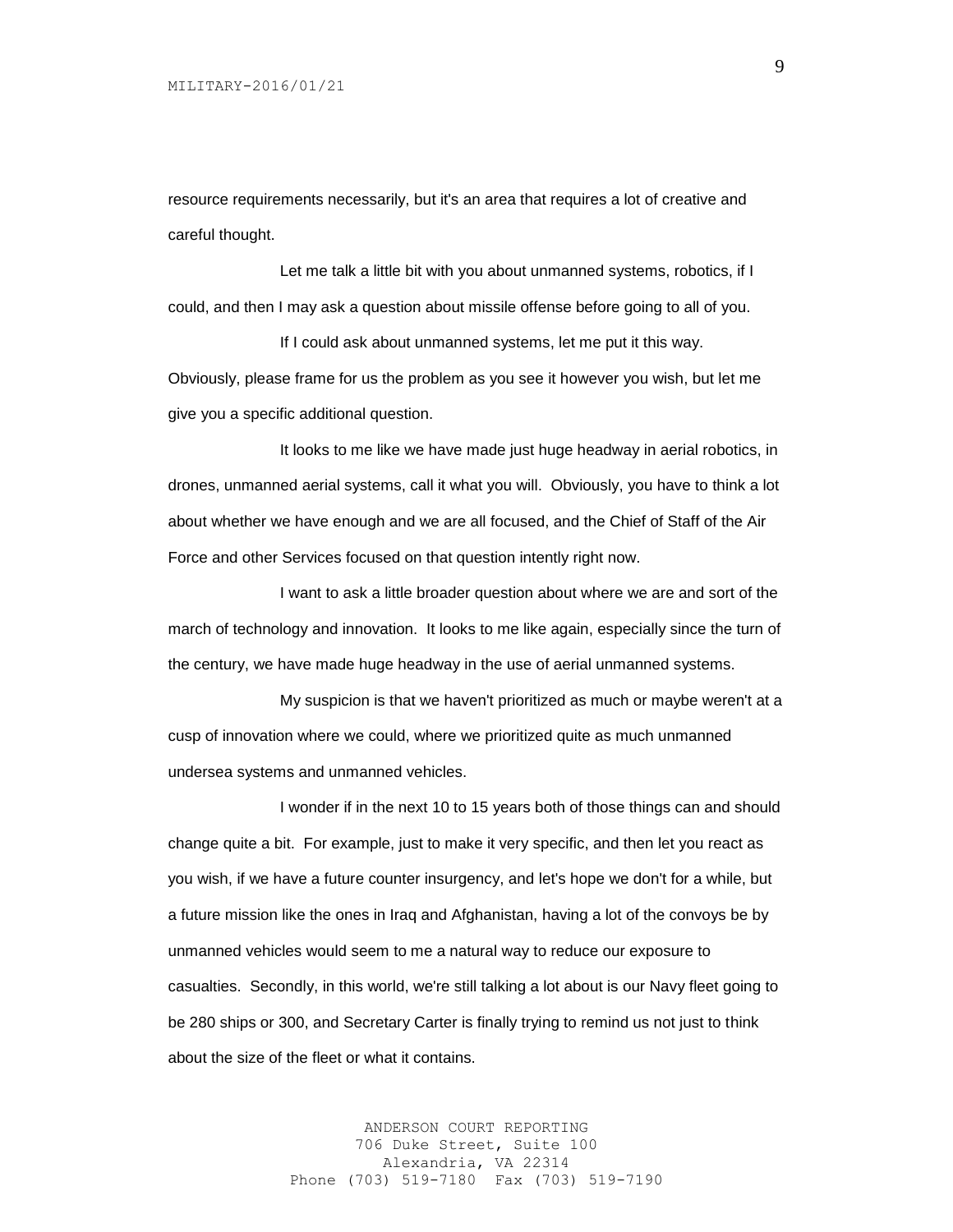resource requirements necessarily, but it's an area that requires a lot of creative and careful thought.

Let me talk a little bit with you about unmanned systems, robotics, if I could, and then I may ask a question about missile offense before going to all of you.

If I could ask about unmanned systems, let me put it this way. Obviously, please frame for us the problem as you see it however you wish, but let me give you a specific additional question.

It looks to me like we have made just huge headway in aerial robotics, in drones, unmanned aerial systems, call it what you will. Obviously, you have to think a lot about whether we have enough and we are all focused, and the Chief of Staff of the Air Force and other Services focused on that question intently right now.

I want to ask a little broader question about where we are and sort of the march of technology and innovation. It looks to me like again, especially since the turn of the century, we have made huge headway in the use of aerial unmanned systems.

My suspicion is that we haven't prioritized as much or maybe weren't at a cusp of innovation where we could, where we prioritized quite as much unmanned undersea systems and unmanned vehicles.

I wonder if in the next 10 to 15 years both of those things can and should change quite a bit. For example, just to make it very specific, and then let you react as you wish, if we have a future counter insurgency, and let's hope we don't for a while, but a future mission like the ones in Iraq and Afghanistan, having a lot of the convoys be by unmanned vehicles would seem to me a natural way to reduce our exposure to casualties. Secondly, in this world, we're still talking a lot about is our Navy fleet going to be 280 ships or 300, and Secretary Carter is finally trying to remind us not just to think about the size of the fleet or what it contains.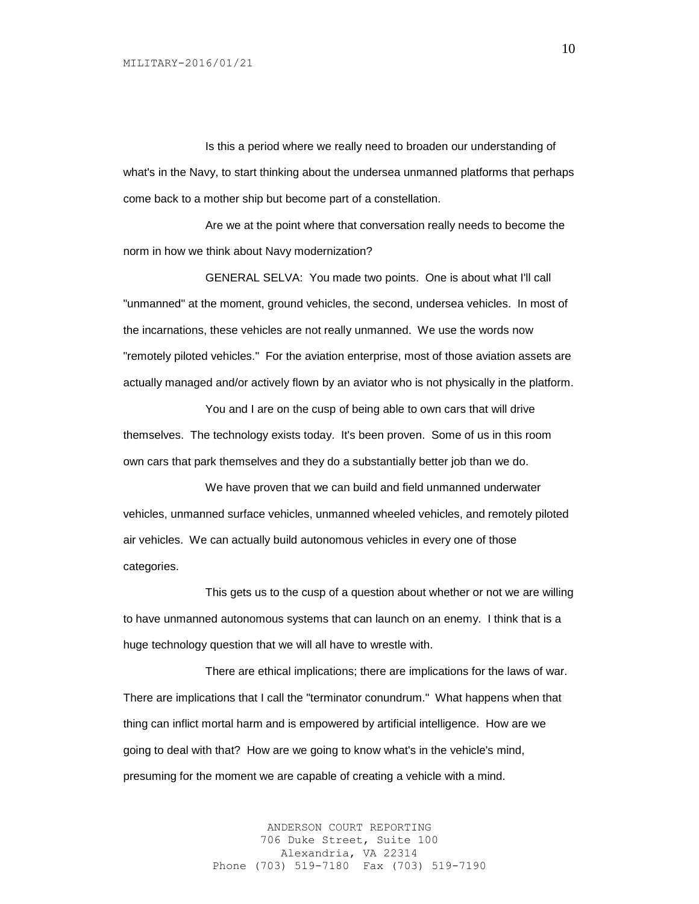Is this a period where we really need to broaden our understanding of what's in the Navy, to start thinking about the undersea unmanned platforms that perhaps come back to a mother ship but become part of a constellation.

Are we at the point where that conversation really needs to become the norm in how we think about Navy modernization?

GENERAL SELVA: You made two points. One is about what I'll call "unmanned" at the moment, ground vehicles, the second, undersea vehicles. In most of the incarnations, these vehicles are not really unmanned. We use the words now "remotely piloted vehicles." For the aviation enterprise, most of those aviation assets are actually managed and/or actively flown by an aviator who is not physically in the platform.

You and I are on the cusp of being able to own cars that will drive themselves. The technology exists today. It's been proven. Some of us in this room own cars that park themselves and they do a substantially better job than we do.

We have proven that we can build and field unmanned underwater vehicles, unmanned surface vehicles, unmanned wheeled vehicles, and remotely piloted air vehicles. We can actually build autonomous vehicles in every one of those categories.

This gets us to the cusp of a question about whether or not we are willing to have unmanned autonomous systems that can launch on an enemy. I think that is a huge technology question that we will all have to wrestle with.

There are ethical implications; there are implications for the laws of war. There are implications that I call the "terminator conundrum." What happens when that thing can inflict mortal harm and is empowered by artificial intelligence. How are we going to deal with that? How are we going to know what's in the vehicle's mind, presuming for the moment we are capable of creating a vehicle with a mind.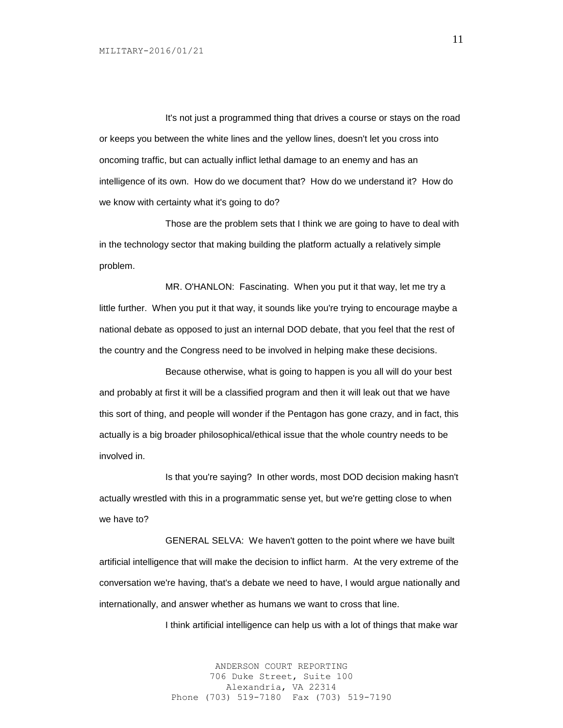It's not just a programmed thing that drives a course or stays on the road or keeps you between the white lines and the yellow lines, doesn't let you cross into oncoming traffic, but can actually inflict lethal damage to an enemy and has an intelligence of its own. How do we document that? How do we understand it? How do we know with certainty what it's going to do?

Those are the problem sets that I think we are going to have to deal with in the technology sector that making building the platform actually a relatively simple problem.

MR. O'HANLON: Fascinating. When you put it that way, let me try a little further. When you put it that way, it sounds like you're trying to encourage maybe a national debate as opposed to just an internal DOD debate, that you feel that the rest of the country and the Congress need to be involved in helping make these decisions.

Because otherwise, what is going to happen is you all will do your best and probably at first it will be a classified program and then it will leak out that we have this sort of thing, and people will wonder if the Pentagon has gone crazy, and in fact, this actually is a big broader philosophical/ethical issue that the whole country needs to be involved in.

Is that you're saying? In other words, most DOD decision making hasn't actually wrestled with this in a programmatic sense yet, but we're getting close to when we have to?

GENERAL SELVA: We haven't gotten to the point where we have built artificial intelligence that will make the decision to inflict harm. At the very extreme of the conversation we're having, that's a debate we need to have, I would argue nationally and internationally, and answer whether as humans we want to cross that line.

I think artificial intelligence can help us with a lot of things that make war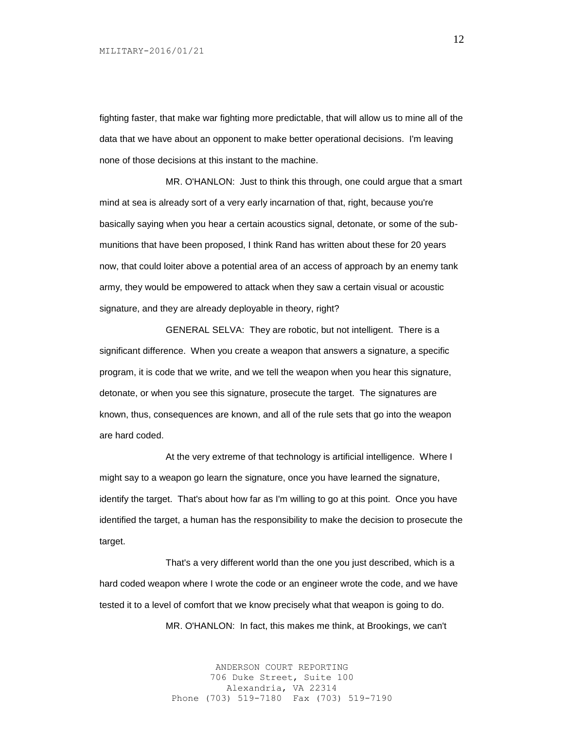fighting faster, that make war fighting more predictable, that will allow us to mine all of the data that we have about an opponent to make better operational decisions. I'm leaving none of those decisions at this instant to the machine.

MR. O'HANLON: Just to think this through, one could argue that a smart mind at sea is already sort of a very early incarnation of that, right, because you're basically saying when you hear a certain acoustics signal, detonate, or some of the sub-munitions that have been proposed, I think Rand has written about these for 20 years now, that could loiter above a potential area of an access of approach by an enemy tank army, they would be empowered to attack when they saw a certain visual or acoustic signature, and they are already deployable in theory, right?

GENERAL SELVA: They are robotic, but not intelligent. There is a significant difference. When you create a weapon that answers a signature, a specific program, it is code that we write, and we tell the weapon when you hear this signature, detonate, or when you see this signature, prosecute the target. The signatures are known, thus, consequences are known, and all of the rule sets that go into the weapon are hard coded.

At the very extreme of that technology is artificial intelligence. Where I might say to a weapon go learn the signature, once you have learned the signature, identify the target. That's about how far as I'm willing to go at this point. Once you have identified the target, a human has the responsibility to make the decision to prosecute the target.

That's a very different world than the one you just described, which is a hard coded weapon where I wrote the code or an engineer wrote the code, and we have tested it to a level of comfort that we know precisely what that weapon is going to do.

MR. O'HANLON: In fact, this makes me think, at Brookings, we can't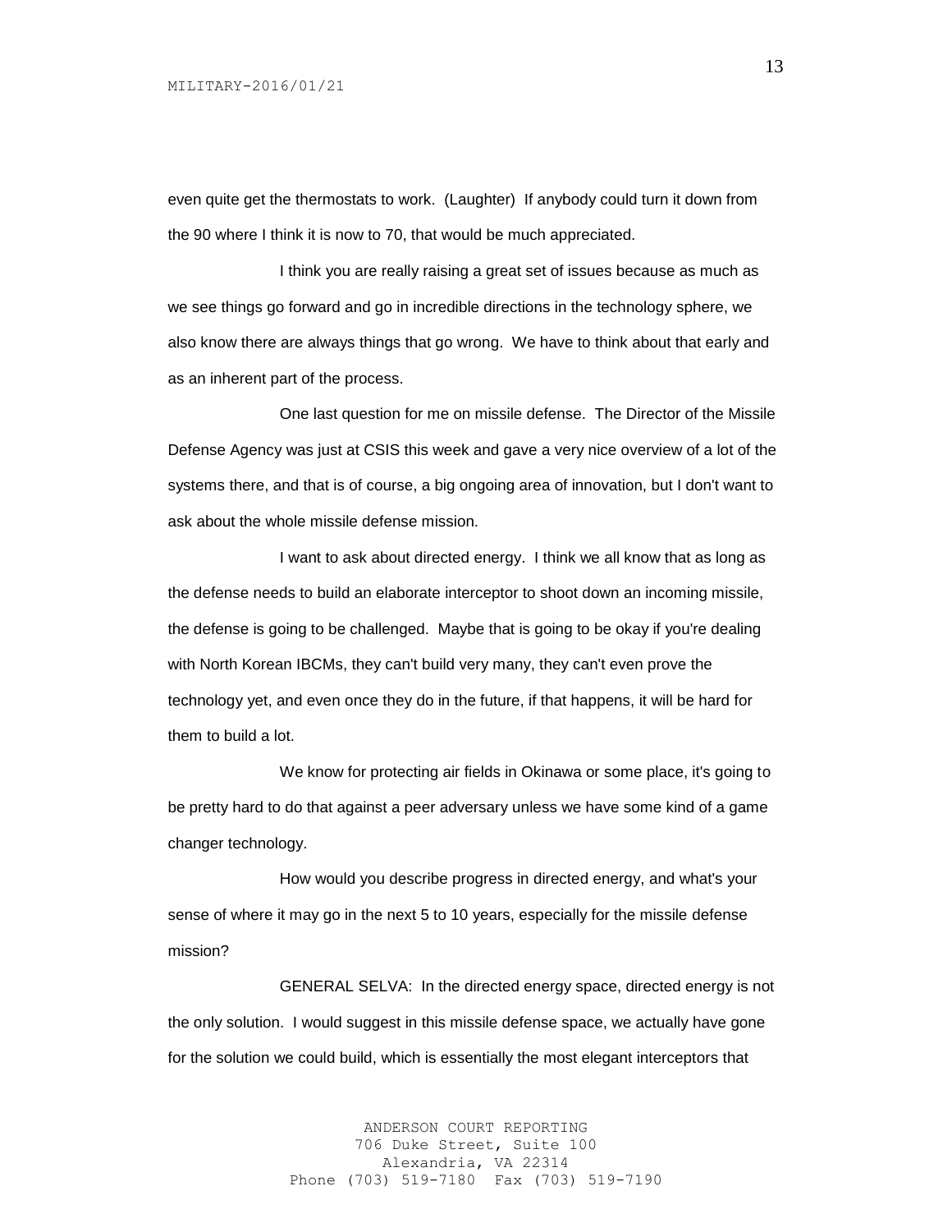even quite get the thermostats to work. (Laughter) If anybody could turn it down from the 90 where I think it is now to 70, that would be much appreciated.

I think you are really raising a great set of issues because as much as we see things go forward and go in incredible directions in the technology sphere, we also know there are always things that go wrong. We have to think about that early and as an inherent part of the process.

One last question for me on missile defense. The Director of the Missile Defense Agency was just at CSIS this week and gave a very nice overview of a lot of the systems there, and that is of course, a big ongoing area of innovation, but I don't want to ask about the whole missile defense mission.

I want to ask about directed energy. I think we all know that as long as the defense needs to build an elaborate interceptor to shoot down an incoming missile, the defense is going to be challenged. Maybe that is going to be okay if you're dealing with North Korean IBCMs, they can't build very many, they can't even prove the technology yet, and even once they do in the future, if that happens, it will be hard for them to build a lot.

We know for protecting air fields in Okinawa or some place, it's going to be pretty hard to do that against a peer adversary unless we have some kind of a game changer technology.

How would you describe progress in directed energy, and what's your sense of where it may go in the next 5 to 10 years, especially for the missile defense mission?

GENERAL SELVA: In the directed energy space, directed energy is not the only solution. I would suggest in this missile defense space, we actually have gone for the solution we could build, which is essentially the most elegant interceptors that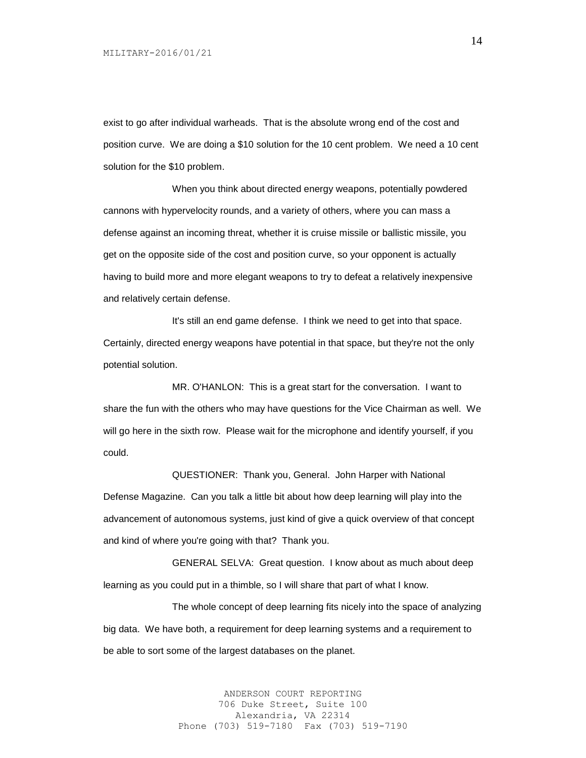exist to go after individual warheads. That is the absolute wrong end of the cost and position curve. We are doing a $10 solution for the 10 cent problem. We need a 10 cent solution for the $10 problem.

When you think about directed energy weapons, potentially powdered cannons with hypervelocity rounds, and a variety of others, where you can mass a defense against an incoming threat, whether it is cruise missile or ballistic missile, you get on the opposite side of the cost and position curve, so your opponent is actually having to build more and more elegant weapons to try to defeat a relatively inexpensive and relatively certain defense.

It's still an end game defense. I think we need to get into that space. Certainly, directed energy weapons have potential in that space, but they're not the only potential solution.

MR. O'HANLON: This is a great start for the conversation. I want to share the fun with the others who may have questions for the Vice Chairman as well. We will go here in the sixth row. Please wait for the microphone and identify yourself, if you could.

QUESTIONER: Thank you, General. John Harper with National Defense Magazine. Can you talk a little bit about how deep learning will play into the advancement of autonomous systems, just kind of give a quick overview of that concept and kind of where you're going with that? Thank you.

GENERAL SELVA: Great question. I know about as much about deep learning as you could put in a thimble, so I will share that part of what I know.

The whole concept of deep learning fits nicely into the space of analyzing big data. We have both, a requirement for deep learning systems and a requirement to be able to sort some of the largest databases on the planet.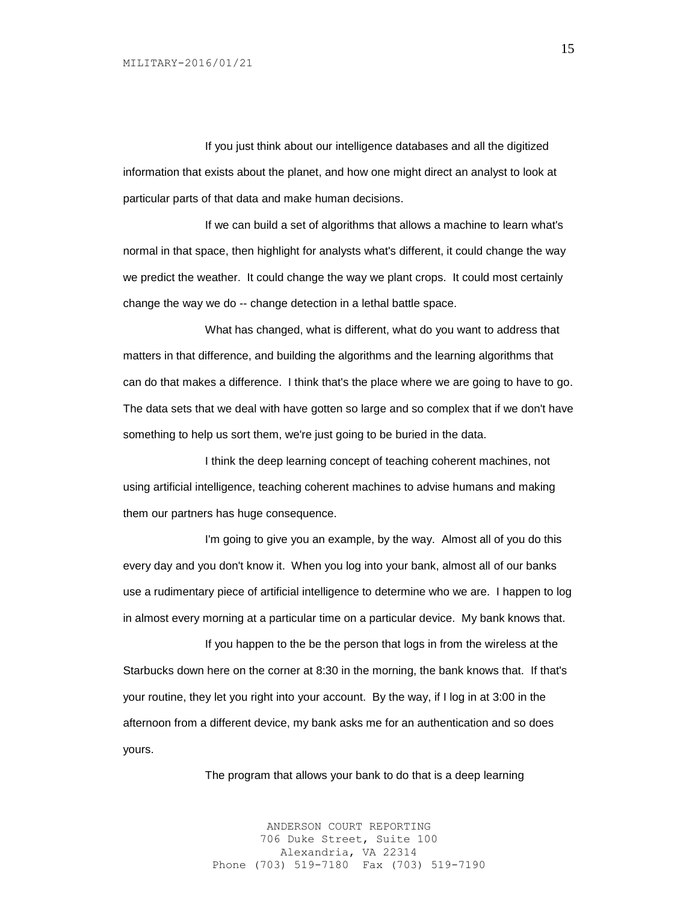If you just think about our intelligence databases and all the digitized information that exists about the planet, and how one might direct an analyst to look at particular parts of that data and make human decisions.

If we can build a set of algorithms that allows a machine to learn what's normal in that space, then highlight for analysts what's different, it could change the way we predict the weather. It could change the way we plant crops. It could most certainly change the way we do -- change detection in a lethal battle space.

What has changed, what is different, what do you want to address that matters in that difference, and building the algorithms and the learning algorithms that can do that makes a difference. I think that's the place where we are going to have to go. The data sets that we deal with have gotten so large and so complex that if we don't have something to help us sort them, we're just going to be buried in the data.

I think the deep learning concept of teaching coherent machines, not using artificial intelligence, teaching coherent machines to advise humans and making them our partners has huge consequence.

I'm going to give you an example, by the way. Almost all of you do this every day and you don't know it. When you log into your bank, almost all of our banks use a rudimentary piece of artificial intelligence to determine who we are. I happen to log in almost every morning at a particular time on a particular device. My bank knows that.

If you happen to the be the person that logs in from the wireless at the Starbucks down here on the corner at 8:30 in the morning, the bank knows that. If that's your routine, they let you right into your account. By the way, if I log in at 3:00 in the afternoon from a different device, my bank asks me for an authentication and so does yours.

The program that allows your bank to do that is a deep learning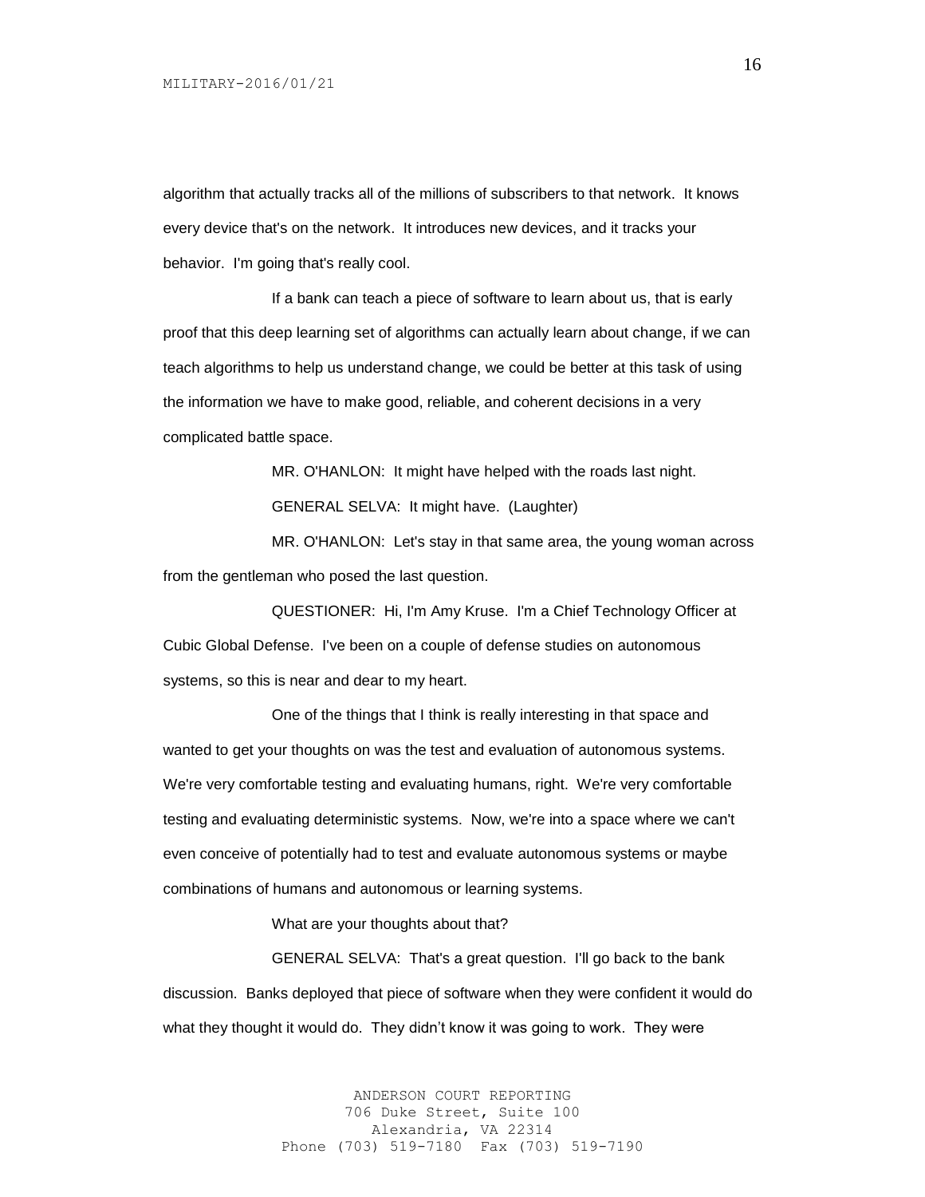algorithm that actually tracks all of the millions of subscribers to that network. It knows every device that's on the network. It introduces new devices, and it tracks your behavior. I'm going that's really cool.

If a bank can teach a piece of software to learn about us, that is early proof that this deep learning set of algorithms can actually learn about change, if we can teach algorithms to help us understand change, we could be better at this task of using the information we have to make good, reliable, and coherent decisions in a very complicated battle space.

MR. O'HANLON: It might have helped with the roads last night.

GENERAL SELVA: It might have. (Laughter)

MR. O'HANLON: Let's stay in that same area, the young woman across from the gentleman who posed the last question.

QUESTIONER: Hi, I'm Amy Kruse. I'm a Chief Technology Officer at Cubic Global Defense. I've been on a couple of defense studies on autonomous systems, so this is near and dear to my heart.

One of the things that I think is really interesting in that space and wanted to get your thoughts on was the test and evaluation of autonomous systems. We're very comfortable testing and evaluating humans, right. We're very comfortable testing and evaluating deterministic systems. Now, we're into a space where we can't even conceive of potentially had to test and evaluate autonomous systems or maybe combinations of humans and autonomous or learning systems.

What are your thoughts about that?

GENERAL SELVA: That's a great question. I'll go back to the bank discussion. Banks deployed that piece of software when they were confident it would do what they thought it would do. They didn't know it was going to work. They were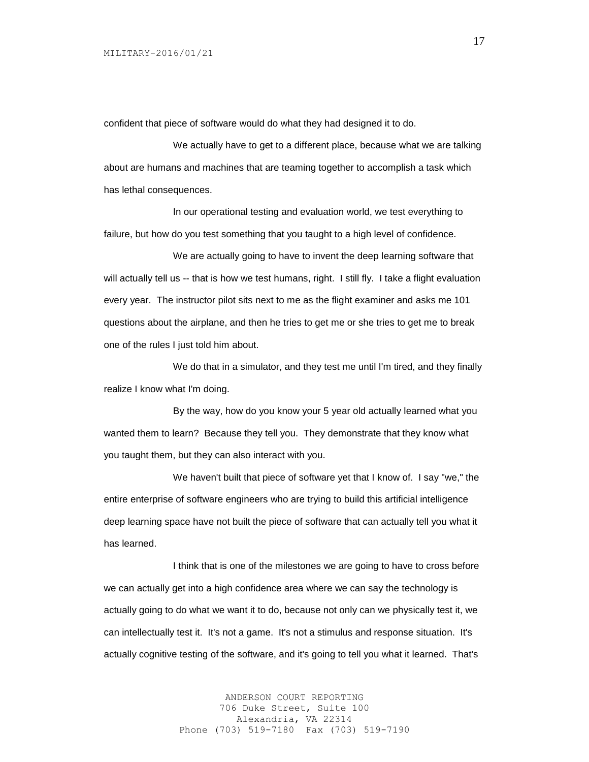confident that piece of software would do what they had designed it to do.

We actually have to get to a different place, because what we are talking about are humans and machines that are teaming together to accomplish a task which has lethal consequences.

In our operational testing and evaluation world, we test everything to failure, but how do you test something that you taught to a high level of confidence.

We are actually going to have to invent the deep learning software that will actually tell us -- that is how we test humans, right. I still fly. I take a flight evaluation every year. The instructor pilot sits next to me as the flight examiner and asks me 101 questions about the airplane, and then he tries to get me or she tries to get me to break one of the rules I just told him about.

We do that in a simulator, and they test me until I'm tired, and they finally realize I know what I'm doing.

By the way, how do you know your 5 year old actually learned what you wanted them to learn? Because they tell you. They demonstrate that they know what you taught them, but they can also interact with you.

We haven't built that piece of software yet that I know of. I say "we," the entire enterprise of software engineers who are trying to build this artificial intelligence deep learning space have not built the piece of software that can actually tell you what it has learned.

I think that is one of the milestones we are going to have to cross before we can actually get into a high confidence area where we can say the technology is actually going to do what we want it to do, because not only can we physically test it, we can intellectually test it. It's not a game. It's not a stimulus and response situation. It's actually cognitive testing of the software, and it's going to tell you what it learned. That's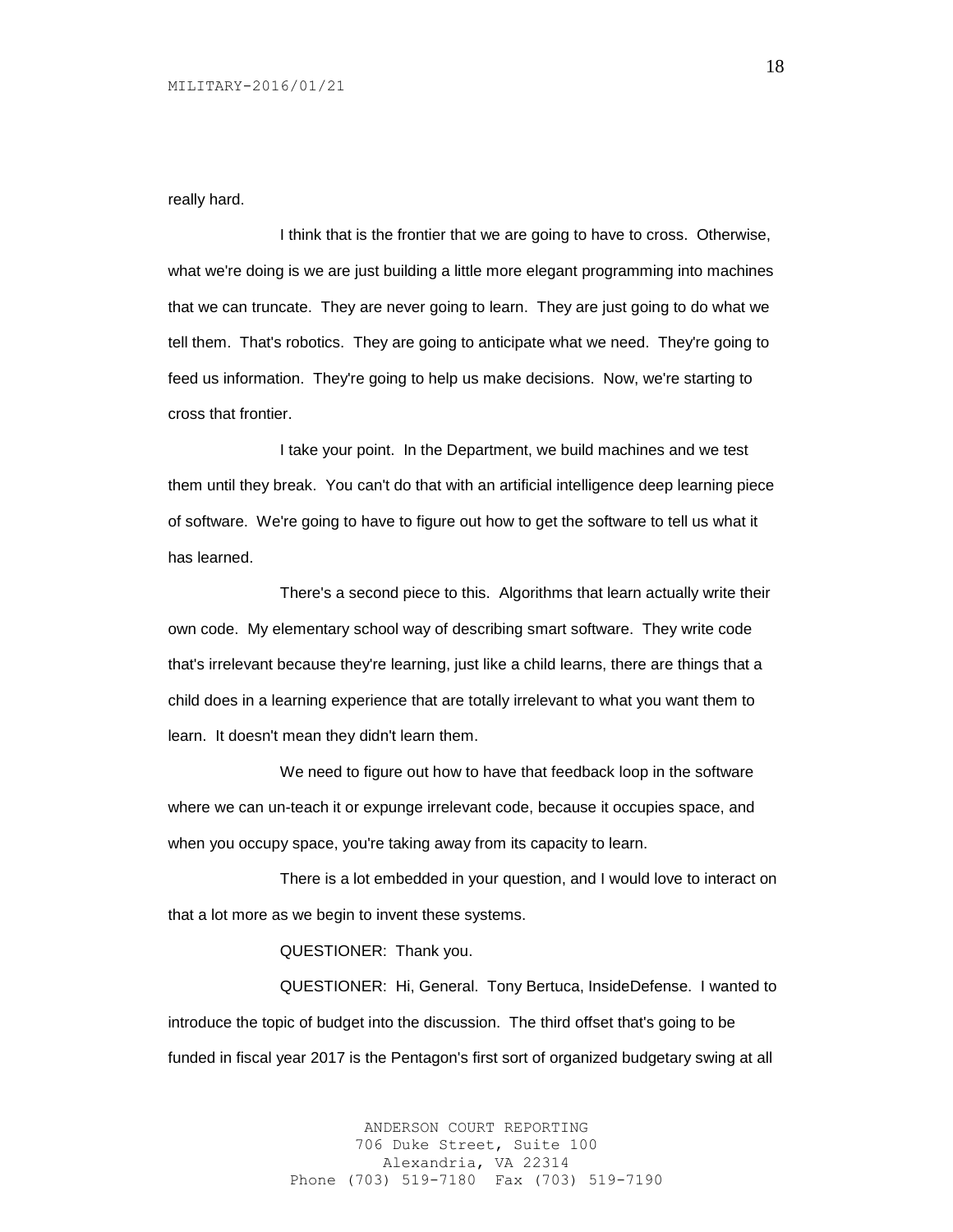really hard.

I think that is the frontier that we are going to have to cross. Otherwise, what we're doing is we are just building a little more elegant programming into machines that we can truncate. They are never going to learn. They are just going to do what we tell them. That's robotics. They are going to anticipate what we need. They're going to feed us information. They're going to help us make decisions. Now, we're starting to cross that frontier.

I take your point. In the Department, we build machines and we test them until they break. You can't do that with an artificial intelligence deep learning piece of software. We're going to have to figure out how to get the software to tell us what it has learned.

There's a second piece to this. Algorithms that learn actually write their own code. My elementary school way of describing smart software. They write code that's irrelevant because they're learning, just like a child learns, there are things that a child does in a learning experience that are totally irrelevant to what you want them to learn. It doesn't mean they didn't learn them.

We need to figure out how to have that feedback loop in the software where we can un-teach it or expunge irrelevant code, because it occupies space, and when you occupy space, you're taking away from its capacity to learn.

There is a lot embedded in your question, and I would love to interact on that a lot more as we begin to invent these systems.

QUESTIONER: Thank you.

QUESTIONER: Hi, General. Tony Bertuca, InsideDefense. I wanted to introduce the topic of budget into the discussion. The third offset that's going to be funded in fiscal year 2017 is the Pentagon's first sort of organized budgetary swing at all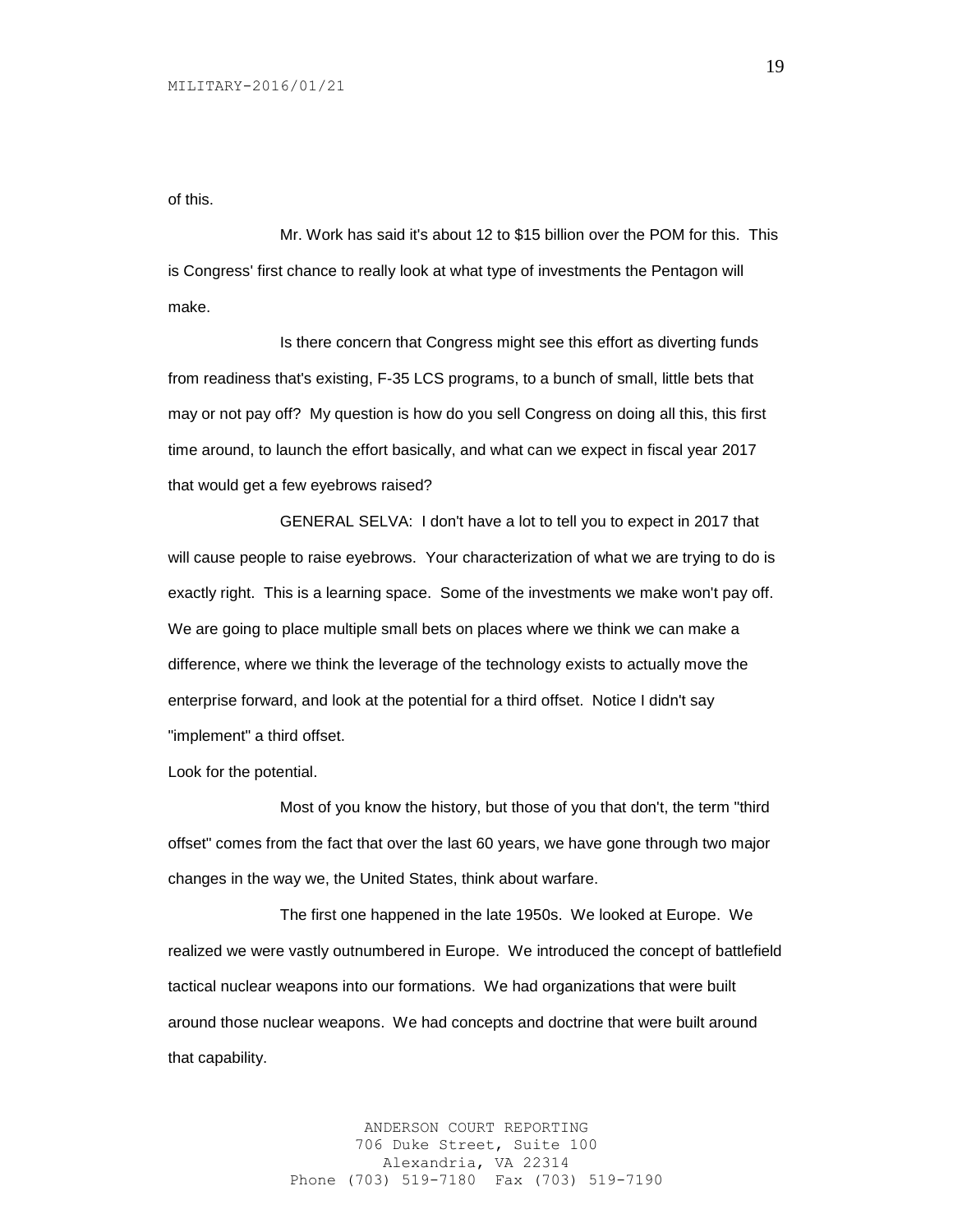of this.

Mr. Work has said it's about 12 to $15 billion over the POM for this. This is Congress' first chance to really look at what type of investments the Pentagon will make.

Is there concern that Congress might see this effort as diverting funds from readiness that's existing, F-35 LCS programs, to a bunch of small, little bets that may or not pay off? My question is how do you sell Congress on doing all this, this first time around, to launch the effort basically, and what can we expect in fiscal year 2017 that would get a few eyebrows raised?

GENERAL SELVA: I don't have a lot to tell you to expect in 2017 that will cause people to raise eyebrows. Your characterization of what we are trying to do is exactly right. This is a learning space. Some of the investments we make won't pay off. We are going to place multiple small bets on places where we think we can make a difference, where we think the leverage of the technology exists to actually move the enterprise forward, and look at the potential for a third offset. Notice I didn't say "implement" a third offset.

Look for the potential.

Most of you know the history, but those of you that don't, the term "third offset" comes from the fact that over the last 60 years, we have gone through two major changes in the way we, the United States, think about warfare.

The first one happened in the late 1950s. We looked at Europe. We realized we were vastly outnumbered in Europe. We introduced the concept of battlefield tactical nuclear weapons into our formations. We had organizations that were built around those nuclear weapons. We had concepts and doctrine that were built around that capability.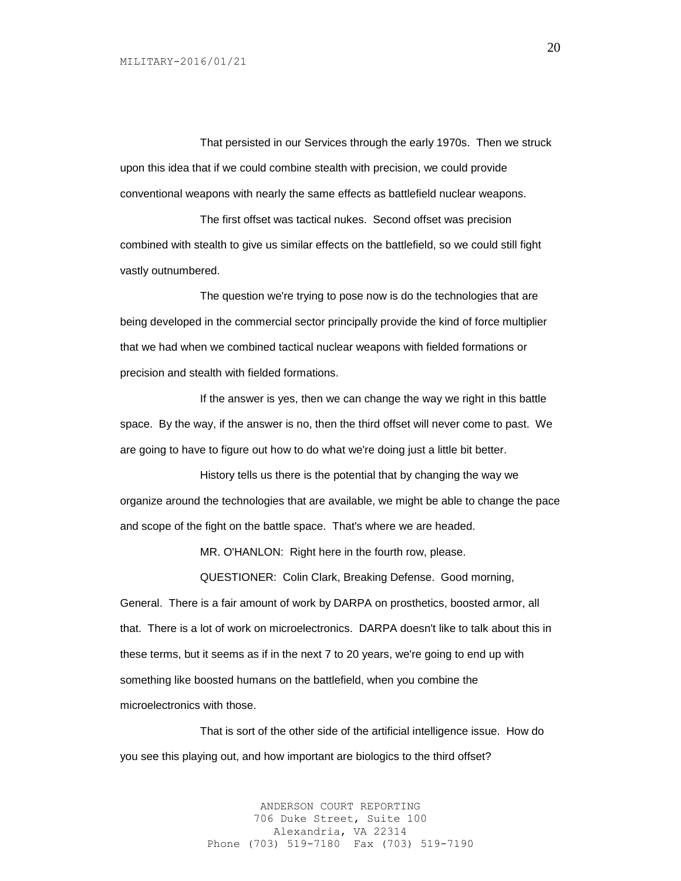That persisted in our Services through the early 1970s. Then we struck upon this idea that if we could combine stealth with precision, we could provide conventional weapons with nearly the same effects as battlefield nuclear weapons.

The first offset was tactical nukes. Second offset was precision combined with stealth to give us similar effects on the battlefield, so we could still fight vastly outnumbered.

The question we're trying to pose now is do the technologies that are being developed in the commercial sector principally provide the kind of force multiplier that we had when we combined tactical nuclear weapons with fielded formations or precision and stealth with fielded formations.

If the answer is yes, then we can change the way we right in this battle space. By the way, if the answer is no, then the third offset will never come to past. We are going to have to figure out how to do what we're doing just a little bit better.

History tells us there is the potential that by changing the way we organize around the technologies that are available, we might be able to change the pace and scope of the fight on the battle space. That's where we are headed.

MR. O'HANLON: Right here in the fourth row, please.

QUESTIONER: Colin Clark, Breaking Defense. Good morning, General. There is a fair amount of work by DARPA on prosthetics, boosted armor, all that. There is a lot of work on microelectronics. DARPA doesn't like to talk about this in these terms, but it seems as if in the next 7 to 20 years, we're going to end up with something like boosted humans on the battlefield, when you combine the microelectronics with those.

That is sort of the other side of the artificial intelligence issue. How do you see this playing out, and how important are biologics to the third offset?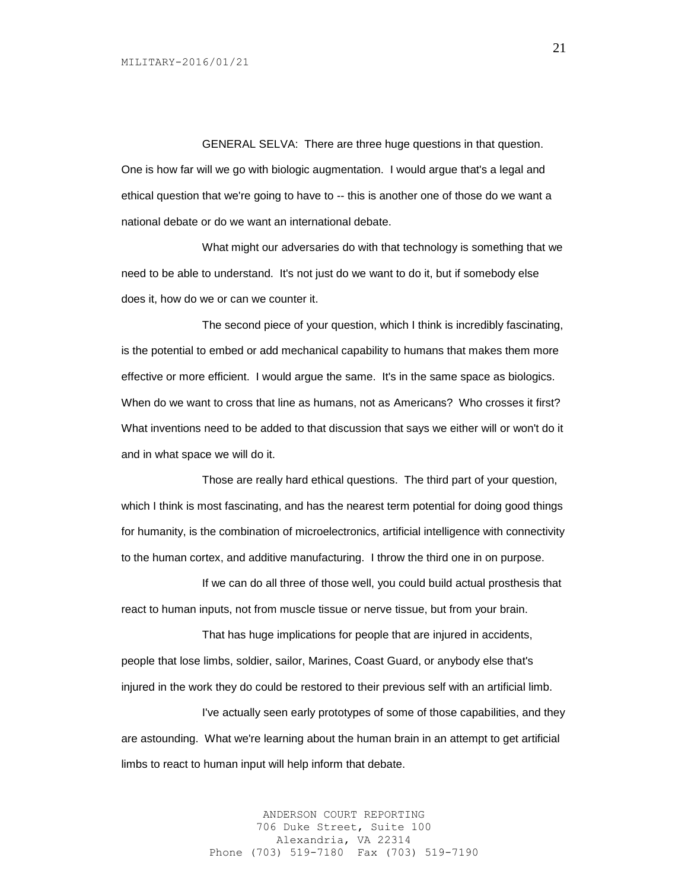GENERAL SELVA: There are three huge questions in that question. One is how far will we go with biologic augmentation. I would argue that's a legal and ethical question that we're going to have to -- this is another one of those do we want a national debate or do we want an international debate.

What might our adversaries do with that technology is something that we need to be able to understand. It's not just do we want to do it, but if somebody else does it, how do we or can we counter it.

The second piece of your question, which I think is incredibly fascinating, is the potential to embed or add mechanical capability to humans that makes them more effective or more efficient. I would argue the same. It's in the same space as biologics. When do we want to cross that line as humans, not as Americans? Who crosses it first? What inventions need to be added to that discussion that says we either will or won't do it and in what space we will do it.

Those are really hard ethical questions. The third part of your question, which I think is most fascinating, and has the nearest term potential for doing good things for humanity, is the combination of microelectronics, artificial intelligence with connectivity to the human cortex, and additive manufacturing. I throw the third one in on purpose.

If we can do all three of those well, you could build actual prosthesis that react to human inputs, not from muscle tissue or nerve tissue, but from your brain.

That has huge implications for people that are injured in accidents, people that lose limbs, soldier, sailor, Marines, Coast Guard, or anybody else that's injured in the work they do could be restored to their previous self with an artificial limb.

I've actually seen early prototypes of some of those capabilities, and they are astounding. What we're learning about the human brain in an attempt to get artificial limbs to react to human input will help inform that debate.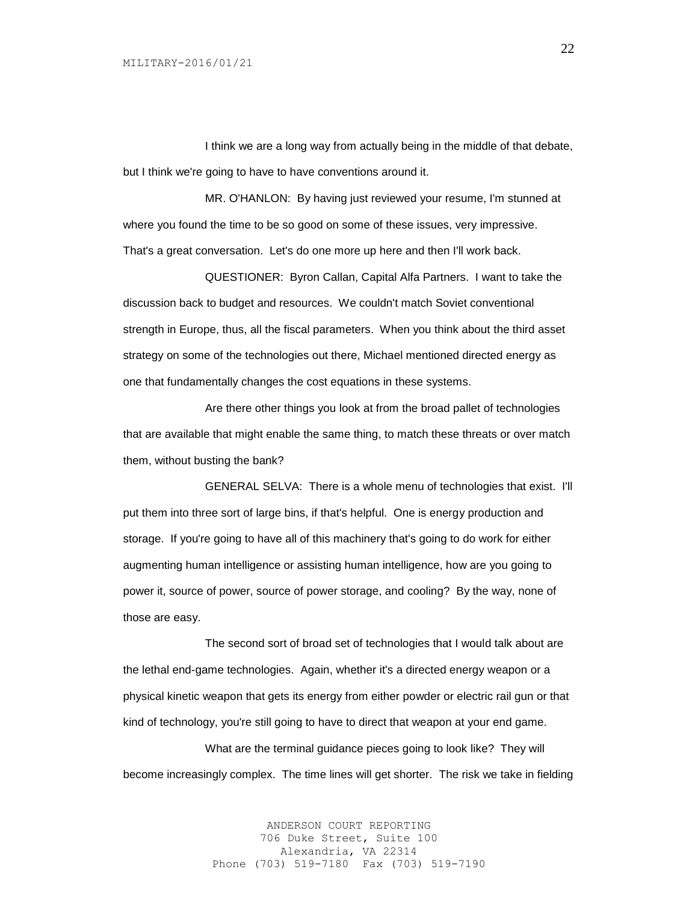I think we are a long way from actually being in the middle of that debate, but I think we're going to have to have conventions around it.

MR. O'HANLON: By having just reviewed your resume, I'm stunned at where you found the time to be so good on some of these issues, very impressive. That's a great conversation. Let's do one more up here and then I'll work back.

QUESTIONER: Byron Callan, Capital Alfa Partners. I want to take the discussion back to budget and resources. We couldn't match Soviet conventional strength in Europe, thus, all the fiscal parameters. When you think about the third asset strategy on some of the technologies out there, Michael mentioned directed energy as one that fundamentally changes the cost equations in these systems.

Are there other things you look at from the broad pallet of technologies that are available that might enable the same thing, to match these threats or over match them, without busting the bank?

GENERAL SELVA: There is a whole menu of technologies that exist. I'll put them into three sort of large bins, if that's helpful. One is energy production and storage. If you're going to have all of this machinery that's going to do work for either augmenting human intelligence or assisting human intelligence, how are you going to power it, source of power, source of power storage, and cooling? By the way, none of those are easy.

The second sort of broad set of technologies that I would talk about are the lethal end-game technologies. Again, whether it's a directed energy weapon or a physical kinetic weapon that gets its energy from either powder or electric rail gun or that kind of technology, you're still going to have to direct that weapon at your end game.

What are the terminal guidance pieces going to look like? They will become increasingly complex. The time lines will get shorter. The risk we take in fielding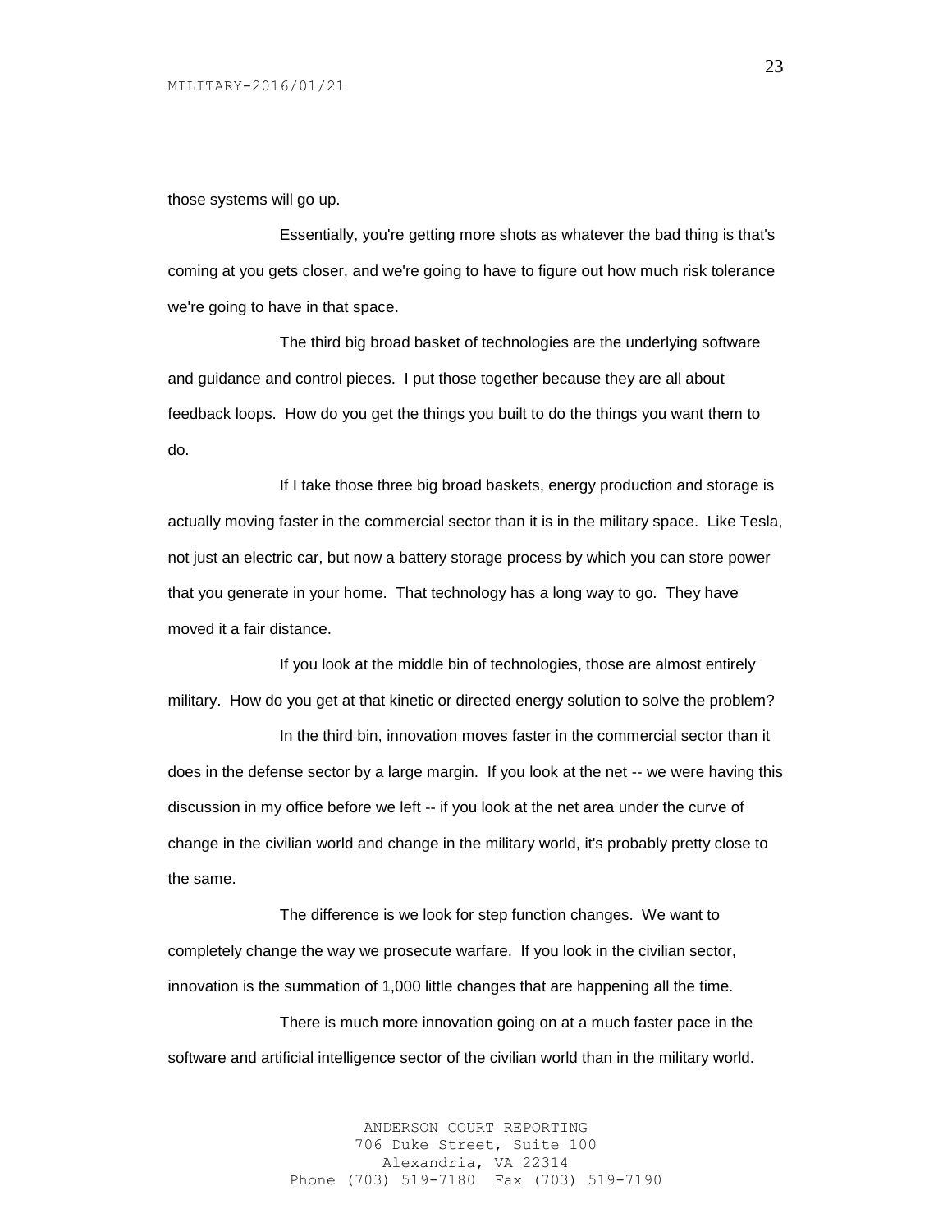those systems will go up.

Essentially, you're getting more shots as whatever the bad thing is that's coming at you gets closer, and we're going to have to figure out how much risk tolerance we're going to have in that space.

The third big broad basket of technologies are the underlying software and guidance and control pieces. I put those together because they are all about feedback loops. How do you get the things you built to do the things you want them to do.

If I take those three big broad baskets, energy production and storage is actually moving faster in the commercial sector than it is in the military space. Like Tesla, not just an electric car, but now a battery storage process by which you can store power that you generate in your home. That technology has a long way to go. They have moved it a fair distance.

If you look at the middle bin of technologies, those are almost entirely military. How do you get at that kinetic or directed energy solution to solve the problem?

In the third bin, innovation moves faster in the commercial sector than it does in the defense sector by a large margin. If you look at the net -- we were having this discussion in my office before we left -- if you look at the net area under the curve of change in the civilian world and change in the military world, it's probably pretty close to the same.

The difference is we look for step function changes. We want to completely change the way we prosecute warfare. If you look in the civilian sector, innovation is the summation of 1,000 little changes that are happening all the time.

There is much more innovation going on at a much faster pace in the software and artificial intelligence sector of the civilian world than in the military world.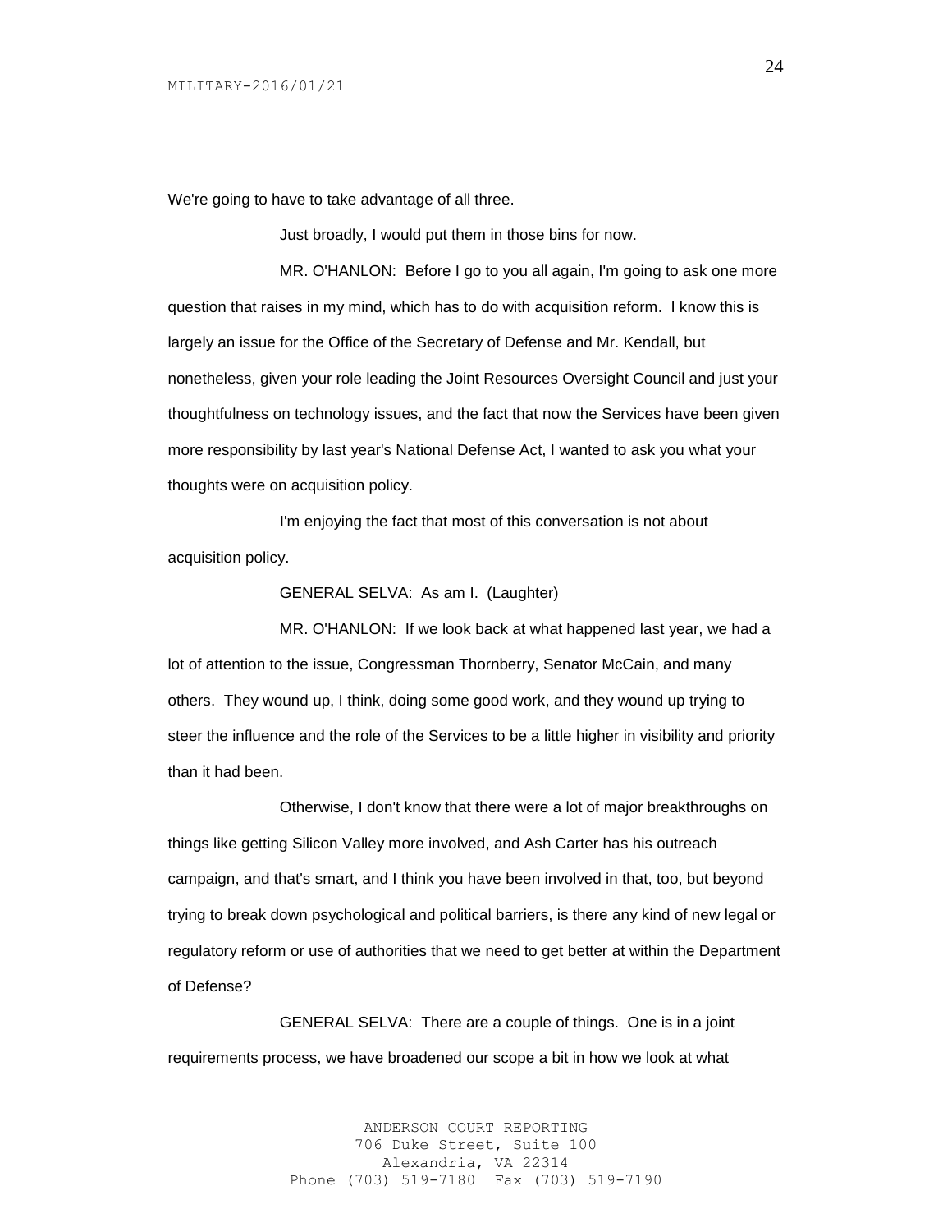We're going to have to take advantage of all three.

Just broadly, I would put them in those bins for now.

MR. O'HANLON: Before I go to you all again, I'm going to ask one more question that raises in my mind, which has to do with acquisition reform. I know this is largely an issue for the Office of the Secretary of Defense and Mr. Kendall, but nonetheless, given your role leading the Joint Resources Oversight Council and just your thoughtfulness on technology issues, and the fact that now the Services have been given more responsibility by last year's National Defense Act, I wanted to ask you what your thoughts were on acquisition policy.

I'm enjoying the fact that most of this conversation is not about acquisition policy.

GENERAL SELVA: As am I. (Laughter)

MR. O'HANLON: If we look back at what happened last year, we had a lot of attention to the issue, Congressman Thornberry, Senator McCain, and many others. They wound up, I think, doing some good work, and they wound up trying to steer the influence and the role of the Services to be a little higher in visibility and priority than it had been.

Otherwise, I don't know that there were a lot of major breakthroughs on things like getting Silicon Valley more involved, and Ash Carter has his outreach campaign, and that's smart, and I think you have been involved in that, too, but beyond trying to break down psychological and political barriers, is there any kind of new legal or regulatory reform or use of authorities that we need to get better at within the Department of Defense?

GENERAL SELVA: There are a couple of things. One is in a joint requirements process, we have broadened our scope a bit in how we look at what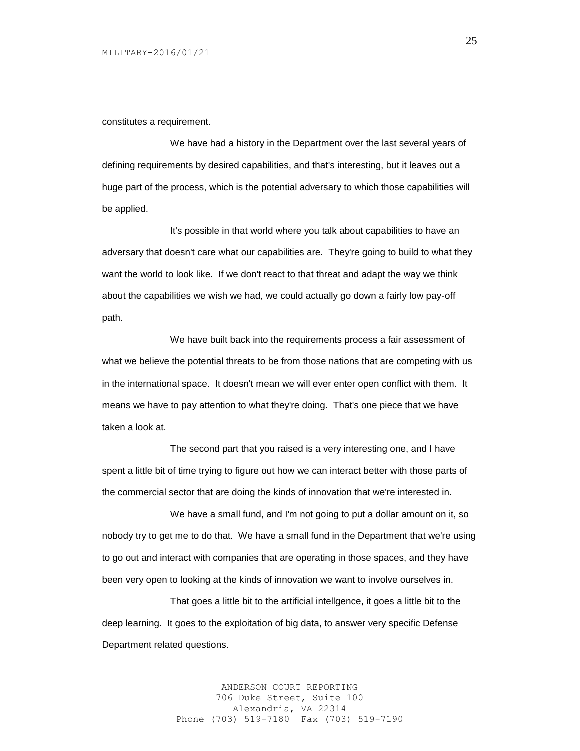constitutes a requirement.

We have had a history in the Department over the last several years of defining requirements by desired capabilities, and that's interesting, but it leaves out a huge part of the process, which is the potential adversary to which those capabilities will be applied.

It's possible in that world where you talk about capabilities to have an adversary that doesn't care what our capabilities are. They're going to build to what they want the world to look like. If we don't react to that threat and adapt the way we think about the capabilities we wish we had, we could actually go down a fairly low pay-off path.

We have built back into the requirements process a fair assessment of what we believe the potential threats to be from those nations that are competing with us in the international space. It doesn't mean we will ever enter open conflict with them. It means we have to pay attention to what they're doing. That's one piece that we have taken a look at.

The second part that you raised is a very interesting one, and I have spent a little bit of time trying to figure out how we can interact better with those parts of the commercial sector that are doing the kinds of innovation that we're interested in.

We have a small fund, and I'm not going to put a dollar amount on it, so nobody try to get me to do that. We have a small fund in the Department that we're using to go out and interact with companies that are operating in those spaces, and they have been very open to looking at the kinds of innovation we want to involve ourselves in.

That goes a little bit to the artificial intellgence, it goes a little bit to the deep learning. It goes to the exploitation of big data, to answer very specific Defense Department related questions.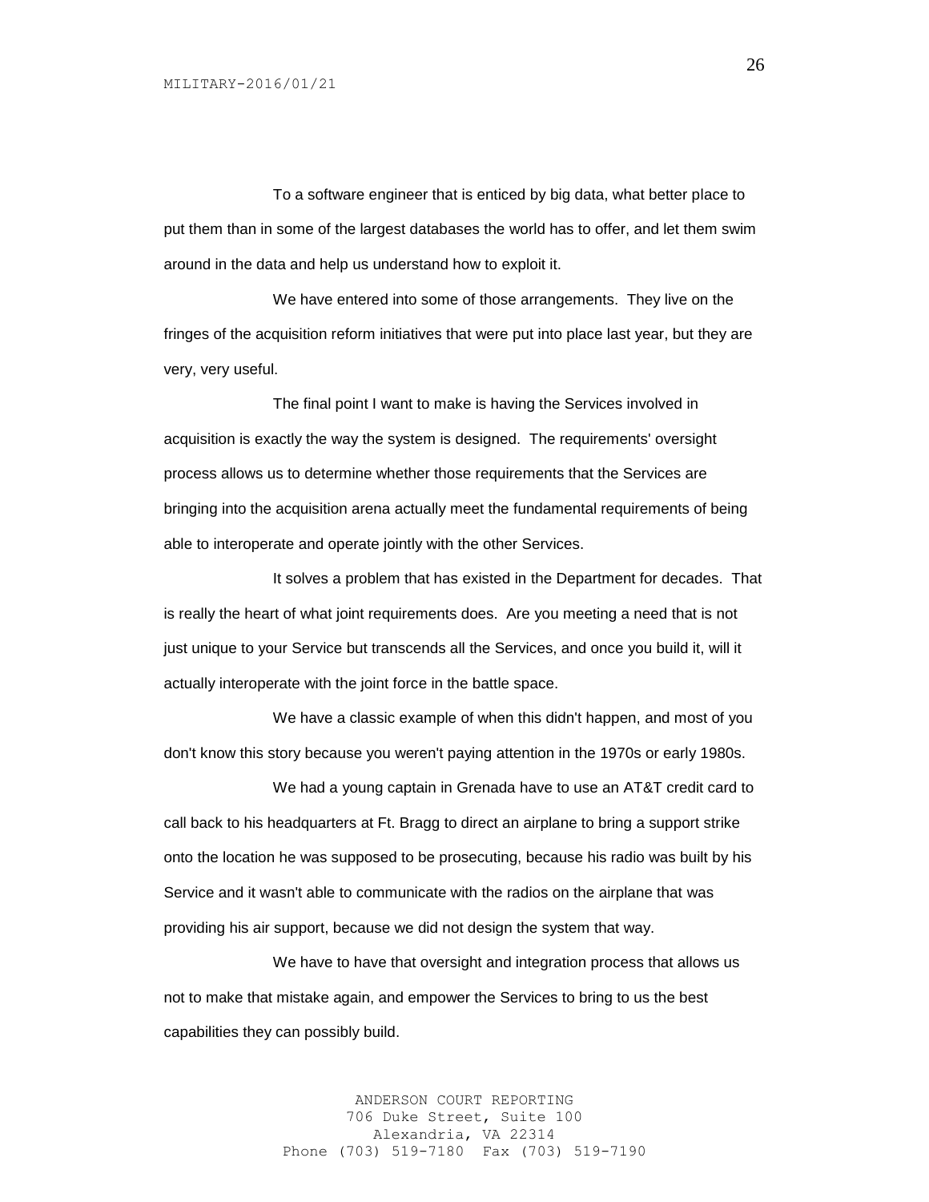To a software engineer that is enticed by big data, what better place to put them than in some of the largest databases the world has to offer, and let them swim around in the data and help us understand how to exploit it.

We have entered into some of those arrangements. They live on the fringes of the acquisition reform initiatives that were put into place last year, but they are very, very useful.

The final point I want to make is having the Services involved in acquisition is exactly the way the system is designed. The requirements' oversight process allows us to determine whether those requirements that the Services are bringing into the acquisition arena actually meet the fundamental requirements of being able to interoperate and operate jointly with the other Services.

It solves a problem that has existed in the Department for decades. That is really the heart of what joint requirements does. Are you meeting a need that is not just unique to your Service but transcends all the Services, and once you build it, will it actually interoperate with the joint force in the battle space.

We have a classic example of when this didn't happen, and most of you don't know this story because you weren't paying attention in the 1970s or early 1980s.

We had a young captain in Grenada have to use an AT&T credit card to call back to his headquarters at Ft. Bragg to direct an airplane to bring a support strike onto the location he was supposed to be prosecuting, because his radio was built by his Service and it wasn't able to communicate with the radios on the airplane that was providing his air support, because we did not design the system that way.

We have to have that oversight and integration process that allows us not to make that mistake again, and empower the Services to bring to us the best capabilities they can possibly build.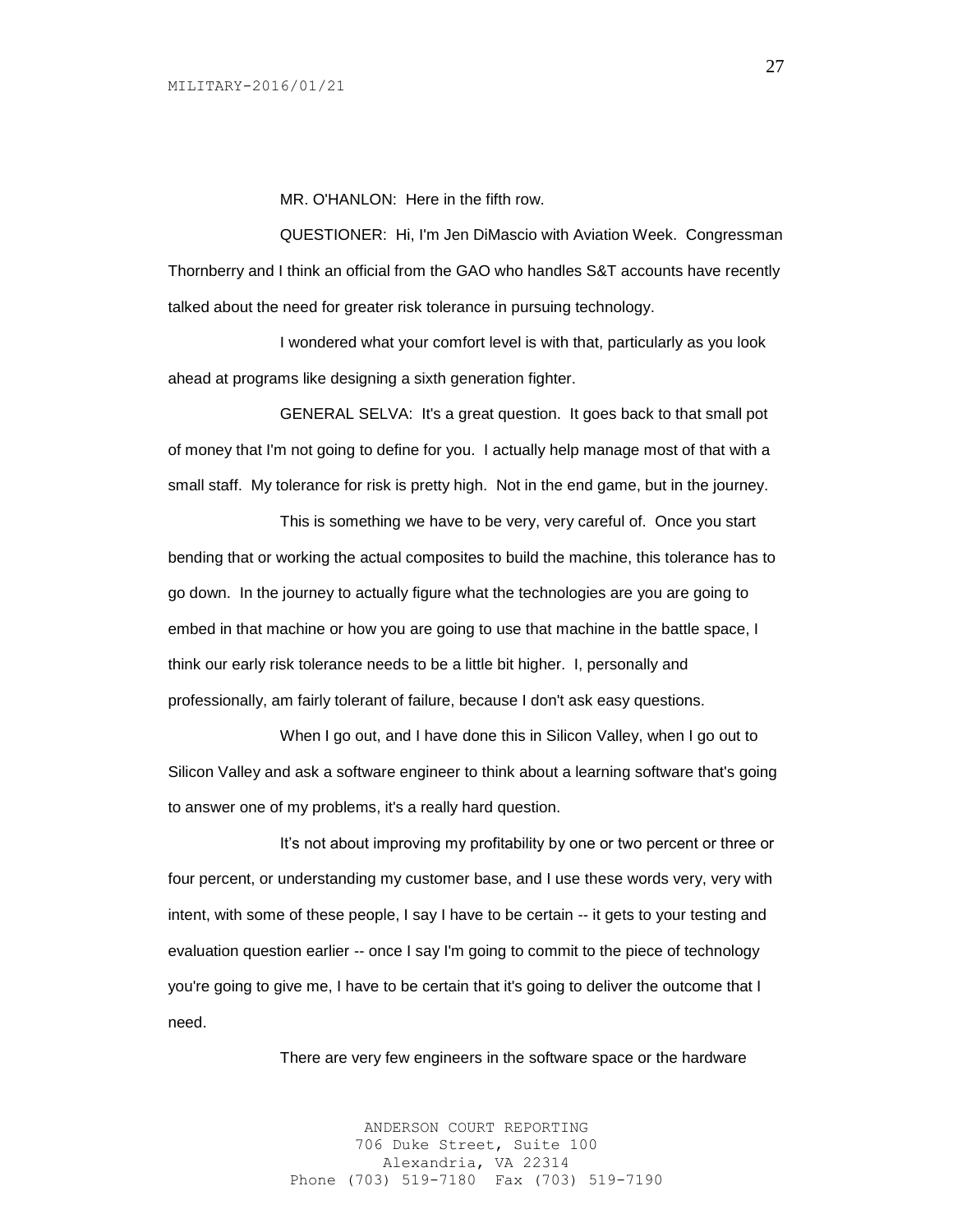MR. O'HANLON: Here in the fifth row.

QUESTIONER: Hi, I'm Jen DiMascio with Aviation Week. Congressman Thornberry and I think an official from the GAO who handles S&T accounts have recently talked about the need for greater risk tolerance in pursuing technology.

I wondered what your comfort level is with that, particularly as you look ahead at programs like designing a sixth generation fighter.

GENERAL SELVA: It's a great question. It goes back to that small pot of money that I'm not going to define for you. I actually help manage most of that with a small staff. My tolerance for risk is pretty high. Not in the end game, but in the journey.

This is something we have to be very, very careful of. Once you start bending that or working the actual composites to build the machine, this tolerance has to go down. In the journey to actually figure what the technologies are you are going to embed in that machine or how you are going to use that machine in the battle space, I think our early risk tolerance needs to be a little bit higher. I, personally and professionally, am fairly tolerant of failure, because I don't ask easy questions.

When I go out, and I have done this in Silicon Valley, when I go out to Silicon Valley and ask a software engineer to think about a learning software that's going to answer one of my problems, it's a really hard question.

It's not about improving my profitability by one or two percent or three or four percent, or understanding my customer base, and I use these words very, very with intent, with some of these people, I say I have to be certain -- it gets to your testing and evaluation question earlier -- once I say I'm going to commit to the piece of technology you're going to give me, I have to be certain that it's going to deliver the outcome that I need.

There are very few engineers in the software space or the hardware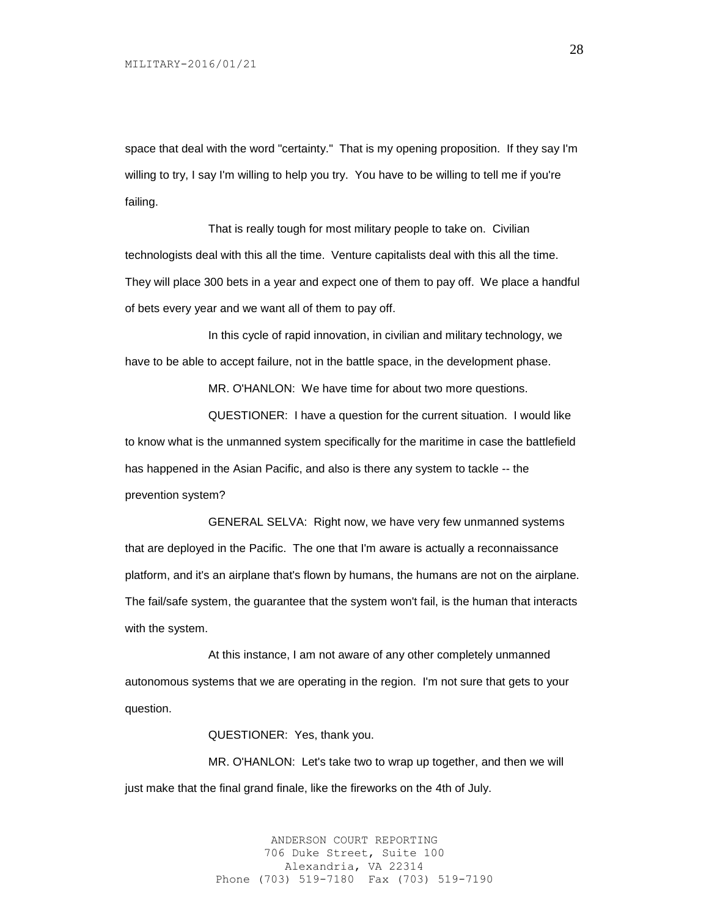space that deal with the word "certainty." That is my opening proposition. If they say I'm willing to try, I say I'm willing to help you try. You have to be willing to tell me if you're failing.

That is really tough for most military people to take on. Civilian technologists deal with this all the time. Venture capitalists deal with this all the time. They will place 300 bets in a year and expect one of them to pay off. We place a handful of bets every year and we want all of them to pay off.

In this cycle of rapid innovation, in civilian and military technology, we have to be able to accept failure, not in the battle space, in the development phase.

MR. O'HANLON: We have time for about two more questions.

QUESTIONER: I have a question for the current situation. I would like to know what is the unmanned system specifically for the maritime in case the battlefield has happened in the Asian Pacific, and also is there any system to tackle -- the prevention system?

GENERAL SELVA: Right now, we have very few unmanned systems that are deployed in the Pacific. The one that I'm aware is actually a reconnaissance platform, and it's an airplane that's flown by humans, the humans are not on the airplane. The fail/safe system, the guarantee that the system won't fail, is the human that interacts with the system.

At this instance, I am not aware of any other completely unmanned autonomous systems that we are operating in the region. I'm not sure that gets to your question.

QUESTIONER: Yes, thank you.

MR. O'HANLON: Let's take two to wrap up together, and then we will just make that the final grand finale, like the fireworks on the 4th of July.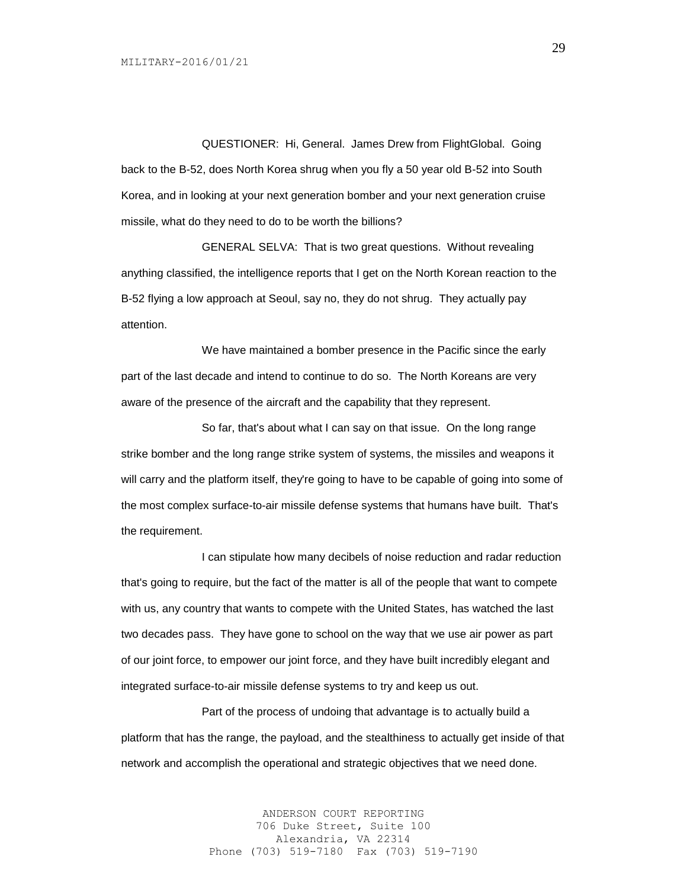QUESTIONER: Hi, General. James Drew from FlightGlobal. Going back to the B-52, does North Korea shrug when you fly a 50 year old B-52 into South Korea, and in looking at your next generation bomber and your next generation cruise missile, what do they need to do to be worth the billions?

GENERAL SELVA: That is two great questions. Without revealing anything classified, the intelligence reports that I get on the North Korean reaction to the B-52 flying a low approach at Seoul, say no, they do not shrug. They actually pay attention.

We have maintained a bomber presence in the Pacific since the early part of the last decade and intend to continue to do so. The North Koreans are very aware of the presence of the aircraft and the capability that they represent.

So far, that's about what I can say on that issue. On the long range strike bomber and the long range strike system of systems, the missiles and weapons it will carry and the platform itself, they're going to have to be capable of going into some of the most complex surface-to-air missile defense systems that humans have built. That's the requirement.

I can stipulate how many decibels of noise reduction and radar reduction that's going to require, but the fact of the matter is all of the people that want to compete with us, any country that wants to compete with the United States, has watched the last two decades pass. They have gone to school on the way that we use air power as part of our joint force, to empower our joint force, and they have built incredibly elegant and integrated surface-to-air missile defense systems to try and keep us out.

Part of the process of undoing that advantage is to actually build a platform that has the range, the payload, and the stealthiness to actually get inside of that network and accomplish the operational and strategic objectives that we need done.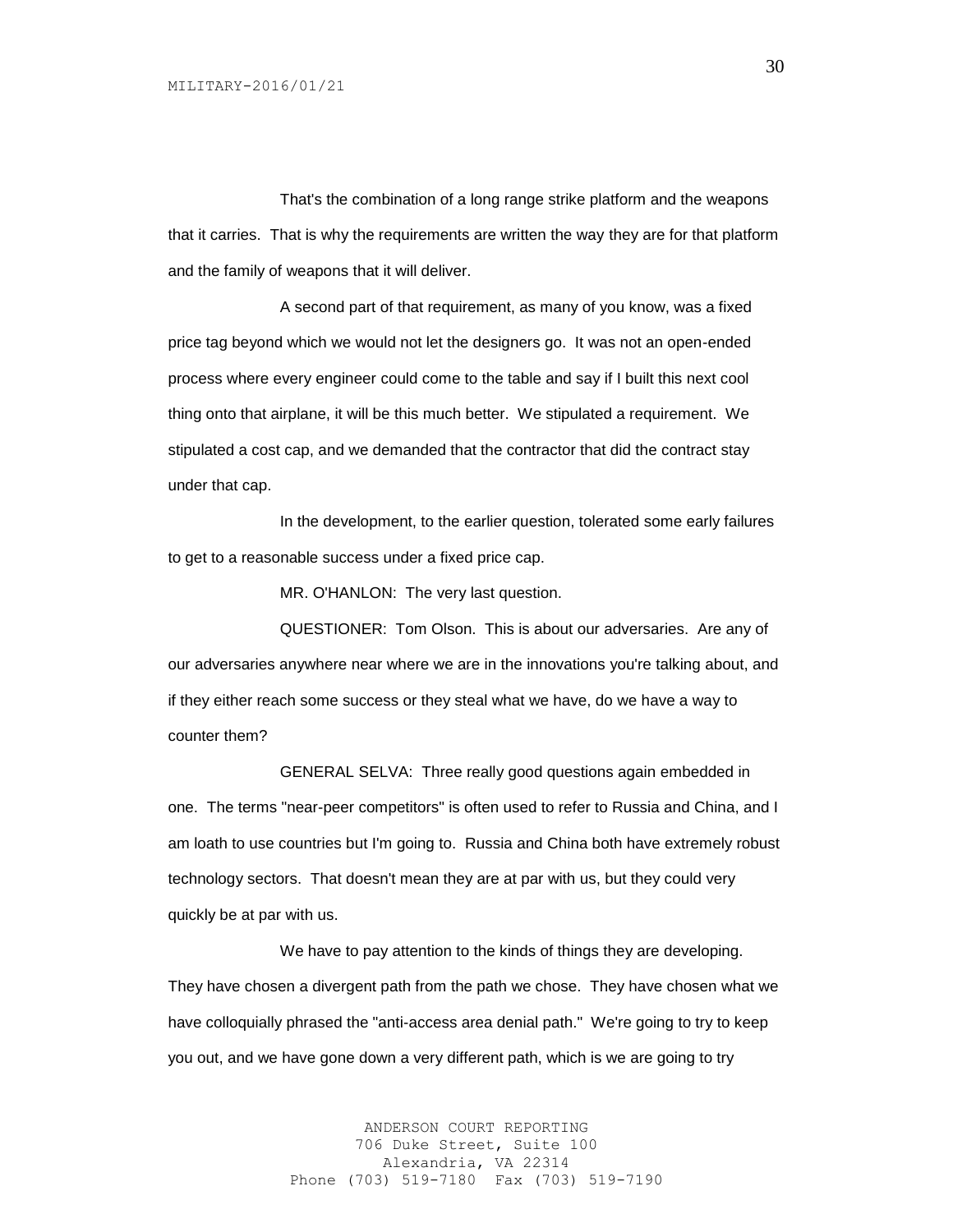That's the combination of a long range strike platform and the weapons that it carries. That is why the requirements are written the way they are for that platform and the family of weapons that it will deliver.

A second part of that requirement, as many of you know, was a fixed price tag beyond which we would not let the designers go. It was not an open-ended process where every engineer could come to the table and say if I built this next cool thing onto that airplane, it will be this much better. We stipulated a requirement. We stipulated a cost cap, and we demanded that the contractor that did the contract stay under that cap.

In the development, to the earlier question, tolerated some early failures to get to a reasonable success under a fixed price cap.

MR. O'HANLON: The very last question.

QUESTIONER: Tom Olson. This is about our adversaries. Are any of our adversaries anywhere near where we are in the innovations you're talking about, and if they either reach some success or they steal what we have, do we have a way to counter them?

GENERAL SELVA: Three really good questions again embedded in one. The terms "near-peer competitors" is often used to refer to Russia and China, and I am loath to use countries but I'm going to. Russia and China both have extremely robust technology sectors. That doesn't mean they are at par with us, but they could very quickly be at par with us.

We have to pay attention to the kinds of things they are developing. They have chosen a divergent path from the path we chose. They have chosen what we have colloquially phrased the "anti-access area denial path." We're going to try to keep you out, and we have gone down a very different path, which is we are going to try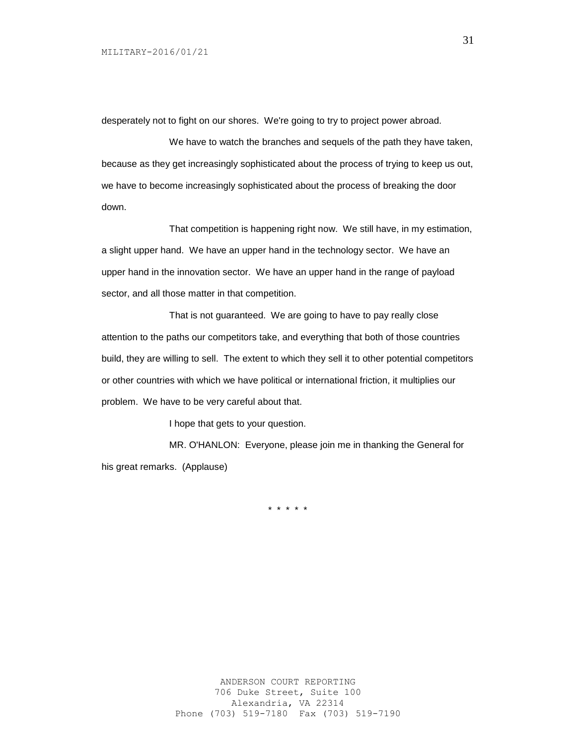desperately not to fight on our shores. We're going to try to project power abroad.

We have to watch the branches and sequels of the path they have taken, because as they get increasingly sophisticated about the process of trying to keep us out, we have to become increasingly sophisticated about the process of breaking the door down.

That competition is happening right now. We still have, in my estimation, a slight upper hand. We have an upper hand in the technology sector. We have an upper hand in the innovation sector. We have an upper hand in the range of payload sector, and all those matter in that competition.

That is not guaranteed. We are going to have to pay really close attention to the paths our competitors take, and everything that both of those countries build, they are willing to sell. The extent to which they sell it to other potential competitors or other countries with which we have political or international friction, it multiplies our problem. We have to be very careful about that.

I hope that gets to your question.

MR. O'HANLON: Everyone, please join me in thanking the General for his great remarks. (Applause)

\* \* \* \* \*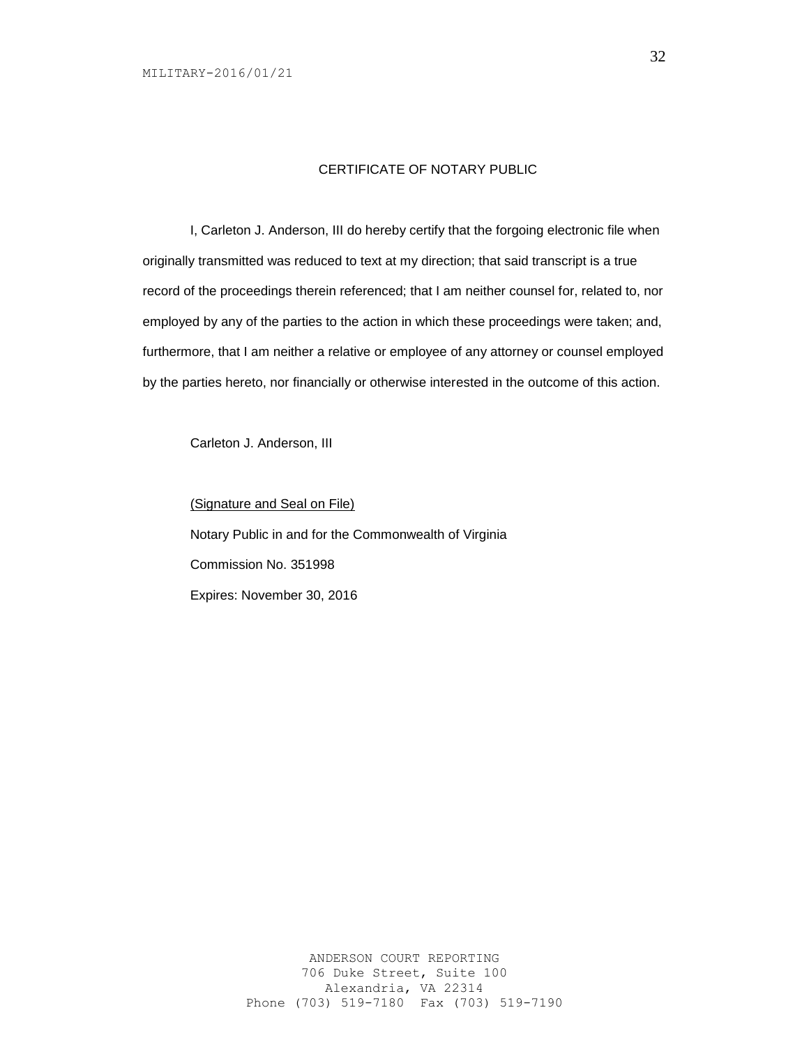# CERTIFICATE OF NOTARY PUBLIC

I, Carleton J. Anderson, III do hereby certify that the forgoing electronic file when originally transmitted was reduced to text at my direction; that said transcript is a true record of the proceedings therein referenced; that I am neither counsel for, related to, nor employed by any of the parties to the action in which these proceedings were taken; and, furthermore, that I am neither a relative or employee of any attorney or counsel employed by the parties hereto, nor financially or otherwise interested in the outcome of this action.

Carleton J. Anderson, III

(Signature and Seal on File)

Notary Public in and for the Commonwealth of Virginia

Commission No. 351998

Expires: November 30, 2016